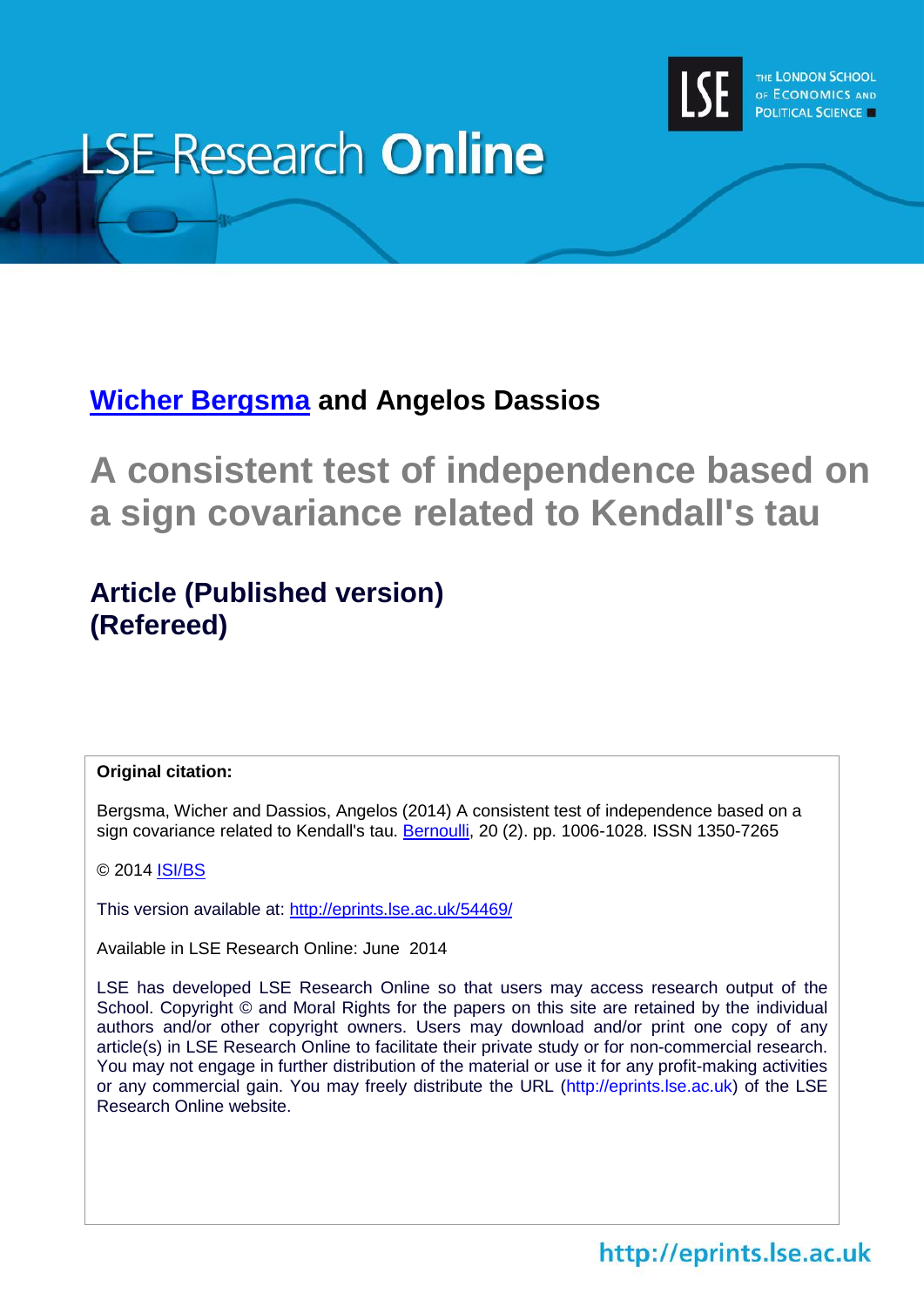LSE Research Online

THE LONDON SCHOOL OF ECONOMICS AND POLITICAL SCIENCE

**Wicher Bergsma and Angelos Dassios**

# A consistent test of independence based on a sign covariance related to Kendall's tau

## Article (Published version) (Refereed)

**Original citation:**

Bergsma, Wicher and Dassios, Angelos (2014) A consistent test of independence based on a sign covariance related to Kendall's tau. Bernoulli, 20 (2). pp. 1006-1028. ISSN 1350-7265

© 2014 ISI/BS

This version available at: http://eprints.lse.ac.uk/54469/

Available in LSE Research Online: June 2014

LSE has developed LSE Research Online so that users may access research output of the School. Copyright © and Moral Rights for the papers on this site are retained by the individual authors and/or other copyright owners. Users may download and/or print one copy of any article(s) in LSE Research Online to facilitate their private study or for non-commercial research. You may not engage in further distribution of the material or use it for any profit-making activities or any commercial gain. You may freely distribute the URL (http://eprints.lse.ac.uk) of the LSE Research Online website.

http://eprints.lse.ac.uk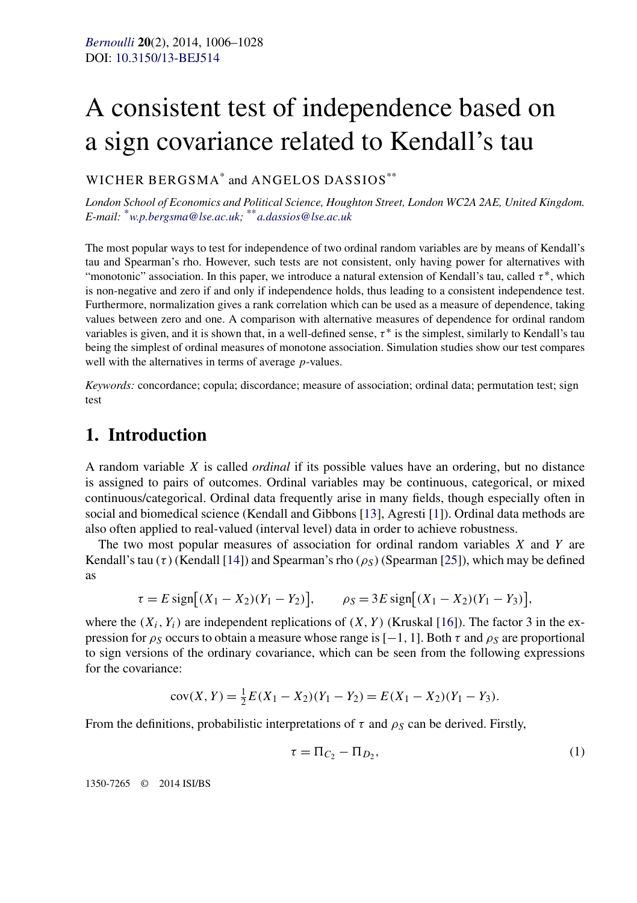A consistent test of independence based on a sign covariance related to Kendall's tau

WICHER BERGSMA[*] and ANGELOS DASSIOS[**]

*London School of Economics and Political Science, Houghton Street, London WC2A 2AE, United Kingdom. E-mail:* [*]*w.p.bergsma@lse.ac.uk;* [**]*a.dassios@lse.ac.uk*

The most popular ways to test for independence of two ordinal random variables are by means of Kendall's tau and Spearman's rho. However, such tests are not consistent, only having power for alternatives with "monotonic" association. In this paper, we introduce a natural extension of Kendall's tau, called $\tau^*$, which is non-negative and zero if and only if independence holds, thus leading to a consistent independence test. Furthermore, normalization gives a rank correlation which can be used as a measure of dependence, taking values between zero and one. A comparison with alternative measures of dependence for ordinal random variables is given, and it is shown that, in a well-defined sense, $\tau^*$ is the simplest, similarly to Kendall's tau being the simplest of ordinal measures of monotone association. Simulation studies show our test compares well with the alternatives in terms of average $p$-values.

*Keywords:* concordance; copula; discordance; measure of association; ordinal data; permutation test; sign test

## 1. Introduction

A random variable $X$ is called *ordinal* if its possible values have an ordering, but no distance is assigned to pairs of outcomes. Ordinal variables may be continuous, categorical, or mixed continuous/categorical. Ordinal data frequently arise in many fields, though especially often in social and biomedical science (Kendall and Gibbons [13], Agresti [1]). Ordinal data methods are also often applied to real-valued (interval level) data in order to achieve robustness.

The two most popular measures of association for ordinal random variables $X$ and $Y$ are Kendall's tau ($\tau$) (Kendall [14]) and Spearman's rho ($\rho_S$) (Spearman [25]), which may be defined as

$$\tau = E\,\mathrm{sign}\big[(X_1 - X_2)(Y_1 - Y_2)\big], \qquad \rho_S = 3E\,\mathrm{sign}\big[(X_1 - X_2)(Y_1 - Y_3)\big],$$

where the $(X_i, Y_i)$ are independent replications of $(X, Y)$ (Kruskal [16]). The factor 3 in the expression for $\rho_S$ occurs to obtain a measure whose range is $[-1, 1]$. Both $\tau$ and $\rho_S$ are proportional to sign versions of the ordinary covariance, which can be seen from the following expressions for the covariance:

$$\mathrm{cov}(X, Y) = \tfrac{1}{2}E(X_1 - X_2)(Y_1 - Y_2) = E(X_1 - X_2)(Y_1 - Y_3).$$

From the definitions, probabilistic interpretations of $\tau$ and $\rho_S$ can be derived. Firstly,

$$\tau = \Pi_{C_2} - \Pi_{D_2}, \tag{1}$$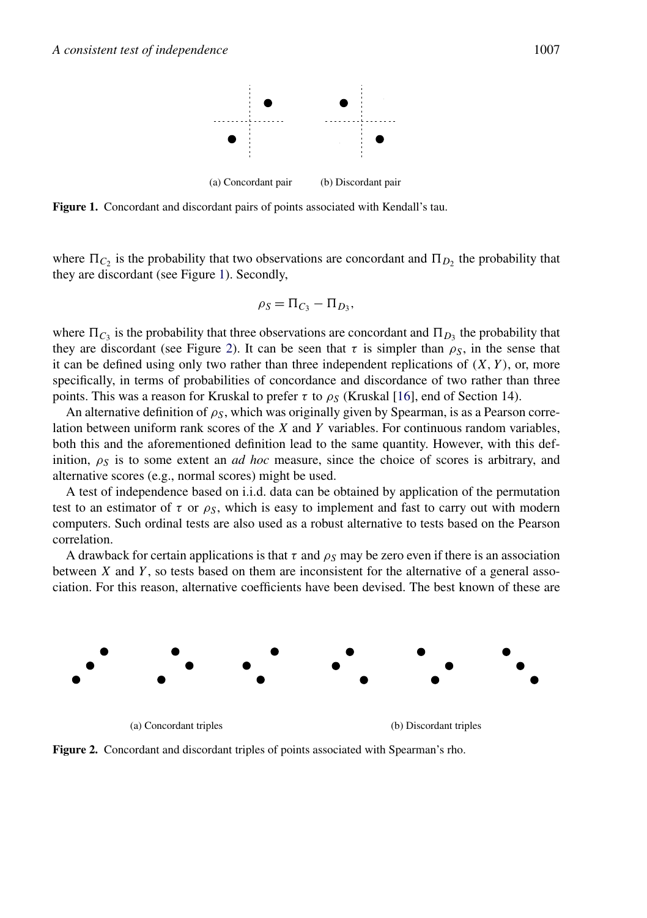(a) Concordant pair (b) Discordant pair

**Figure 1.** Concordant and discordant pairs of points associated with Kendall's tau.

where $\Pi_{C_2}$ is the probability that two observations are concordant and $\Pi_{D_2}$ the probability that they are discordant (see Figure 1). Secondly,

$$\rho_S = \Pi_{C_3} - \Pi_{D_3},$$

where $\Pi_{C_3}$ is the probability that three observations are concordant and $\Pi_{D_3}$ the probability that they are discordant (see Figure 2). It can be seen that $\tau$ is simpler than $\rho_S$, in the sense that it can be defined using only two rather than three independent replications of $(X, Y)$, or, more specifically, in terms of probabilities of concordance and discordance of two rather than three points. This was a reason for Kruskal to prefer $\tau$ to $\rho_S$ (Kruskal [16], end of Section 14).

An alternative definition of $\rho_S$, which was originally given by Spearman, is as a Pearson correlation between uniform rank scores of the $X$ and $Y$ variables. For continuous random variables, both this and the aforementioned definition lead to the same quantity. However, with this definition, $\rho_S$ is to some extent an *ad hoc* measure, since the choice of scores is arbitrary, and alternative scores (e.g., normal scores) might be used.

A test of independence based on i.i.d. data can be obtained by application of the permutation test to an estimator of $\tau$ or $\rho_S$, which is easy to implement and fast to carry out with modern computers. Such ordinal tests are also used as a robust alternative to tests based on the Pearson correlation.

A drawback for certain applications is that $\tau$ and $\rho_S$ may be zero even if there is an association between $X$ and $Y$, so tests based on them are inconsistent for the alternative of a general association. For this reason, alternative coefficients have been devised. The best known of these are

(a) Concordant triples (b) Discordant triples

**Figure 2.** Concordant and discordant triples of points associated with Spearman's rho.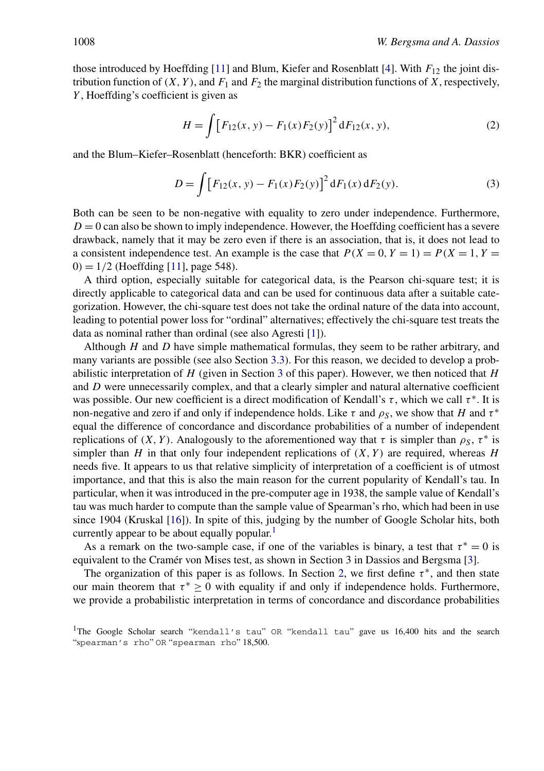those introduced by Hoeffding [11] and Blum, Kiefer and Rosenblatt [4]. With $F_{12}$ the joint distribution function of $(X, Y)$, and $F_1$ and $F_2$ the marginal distribution functions of $X$, respectively, $Y$, Hoeffding's coefficient is given as

$$H = \int \bigl[F_{12}(x, y) - F_1(x)F_2(y)\bigr]^2 \,\mathrm{d}F_{12}(x, y), \tag{2}$$

and the Blum–Kiefer–Rosenblatt (henceforth: BKR) coefficient as

$$D = \int \bigl[F_{12}(x, y) - F_1(x)F_2(y)\bigr]^2 \,\mathrm{d}F_1(x)\,\mathrm{d}F_2(y). \tag{3}$$

Both can be seen to be non-negative with equality to zero under independence. Furthermore, $D = 0$ can also be shown to imply independence. However, the Hoeffding coefficient has a severe drawback, namely that it may be zero even if there is an association, that is, it does not lead to a consistent independence test. An example is the case that $P(X = 0, Y = 1) = P(X = 1, Y = 0) = 1/2$ (Hoeffding [11], page 548).

A third option, especially suitable for categorical data, is the Pearson chi-square test; it is directly applicable to categorical data and can be used for continuous data after a suitable categorization. However, the chi-square test does not take the ordinal nature of the data into account, leading to potential power loss for "ordinal" alternatives; effectively the chi-square test treats the data as nominal rather than ordinal (see also Agresti [1]).

Although $H$ and $D$ have simple mathematical formulas, they seem to be rather arbitrary, and many variants are possible (see also Section 3.3). For this reason, we decided to develop a probabilistic interpretation of $H$ (given in Section 3 of this paper). However, we then noticed that $H$ and $D$ were unnecessarily complex, and that a clearly simpler and natural alternative coefficient was possible. Our new coefficient is a direct modification of Kendall's $\tau$, which we call $\tau^*$. It is non-negative and zero if and only if independence holds. Like $\tau$ and $\rho_S$, we show that $H$ and $\tau^*$ equal the difference of concordance and discordance probabilities of a number of independent replications of $(X, Y)$. Analogously to the aforementioned way that $\tau$ is simpler than $\rho_S$, $\tau^*$ is simpler than $H$ in that only four independent replications of $(X, Y)$ are required, whereas $H$ needs five. It appears to us that relative simplicity of interpretation of a coefficient is of utmost importance, and that this is also the main reason for the current popularity of Kendall's tau. In particular, when it was introduced in the pre-computer age in 1938, the sample value of Kendall's tau was much harder to compute than the sample value of Spearman's rho, which had been in use since 1904 (Kruskal [16]). In spite of this, judging by the number of Google Scholar hits, both currently appear to be about equally popular.[1]

As a remark on the two-sample case, if one of the variables is binary, a test that $\tau^* = 0$ is equivalent to the Cramér von Mises test, as shown in Section 3 in Dassios and Bergsma [3].

The organization of this paper is as follows. In Section 2, we first define $\tau^*$, and then state our main theorem that $\tau^* \geq 0$ with equality if and only if independence holds. Furthermore, we provide a probabilistic interpretation in terms of concordance and discordance probabilities

[1] The Google Scholar search "kendall's tau" OR "kendall tau" gave us 16,400 hits and the search "spearman's rho" OR "spearman rho" 18,500.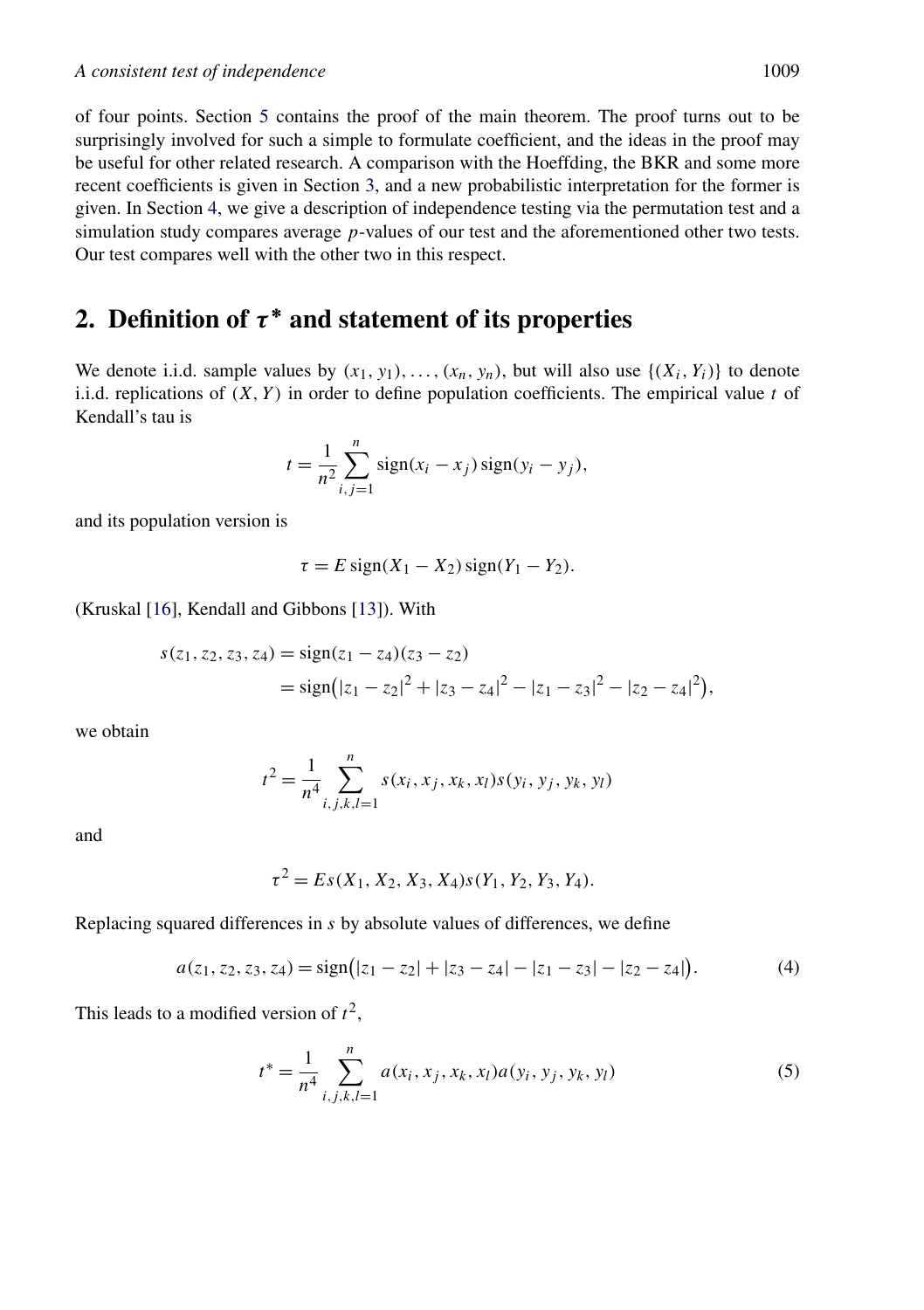of four points. Section 5 contains the proof of the main theorem. The proof turns out to be surprisingly involved for such a simple to formulate coefficient, and the ideas in the proof may be useful for other related research. A comparison with the Hoeffding, the BKR and some more recent coefficients is given in Section 3, and a new probabilistic interpretation for the former is given. In Section 4, we give a description of independence testing via the permutation test and a simulation study compares average $p$-values of our test and the aforementioned other two tests. Our test compares well with the other two in this respect.

## 2. Definition of $\tau^*$ and statement of its properties

We denote i.i.d. sample values by $(x_1, y_1), \dots, (x_n, y_n)$, but will also use $\{(X_i, Y_i)\}$ to denote i.i.d. replications of $(X, Y)$ in order to define population coefficients. The empirical value $t$ of Kendall's tau is

$$t = \frac{1}{n^2} \sum_{i,j=1}^{n} \operatorname{sign}(x_i - x_j) \operatorname{sign}(y_i - y_j),$$

and its population version is

$$\tau = E \operatorname{sign}(X_1 - X_2) \operatorname{sign}(Y_1 - Y_2).$$

(Kruskal [16], Kendall and Gibbons [13]). With

$$\begin{aligned} s(z_1, z_2, z_3, z_4) &= \operatorname{sign}(z_1 - z_4)(z_3 - z_2) \\ &= \operatorname{sign}\bigl(|z_1 - z_2|^2 + |z_3 - z_4|^2 - |z_1 - z_3|^2 - |z_2 - z_4|^2\bigr), \end{aligned}$$

we obtain

$$t^2 = \frac{1}{n^4} \sum_{i,j,k,l=1}^{n} s(x_i, x_j, x_k, x_l) s(y_i, y_j, y_k, y_l)$$

and

$$\tau^2 = E s(X_1, X_2, X_3, X_4) s(Y_1, Y_2, Y_3, Y_4).$$

Replacing squared differences in $s$ by absolute values of differences, we define

$$a(z_1, z_2, z_3, z_4) = \operatorname{sign}\bigl(|z_1 - z_2| + |z_3 - z_4| - |z_1 - z_3| - |z_2 - z_4|\bigr). \tag{4}$$

This leads to a modified version of $t^2$,

$$t^* = \frac{1}{n^4} \sum_{i,j,k,l=1}^{n} a(x_i, x_j, x_k, x_l) a(y_i, y_j, y_k, y_l) \tag{5}$$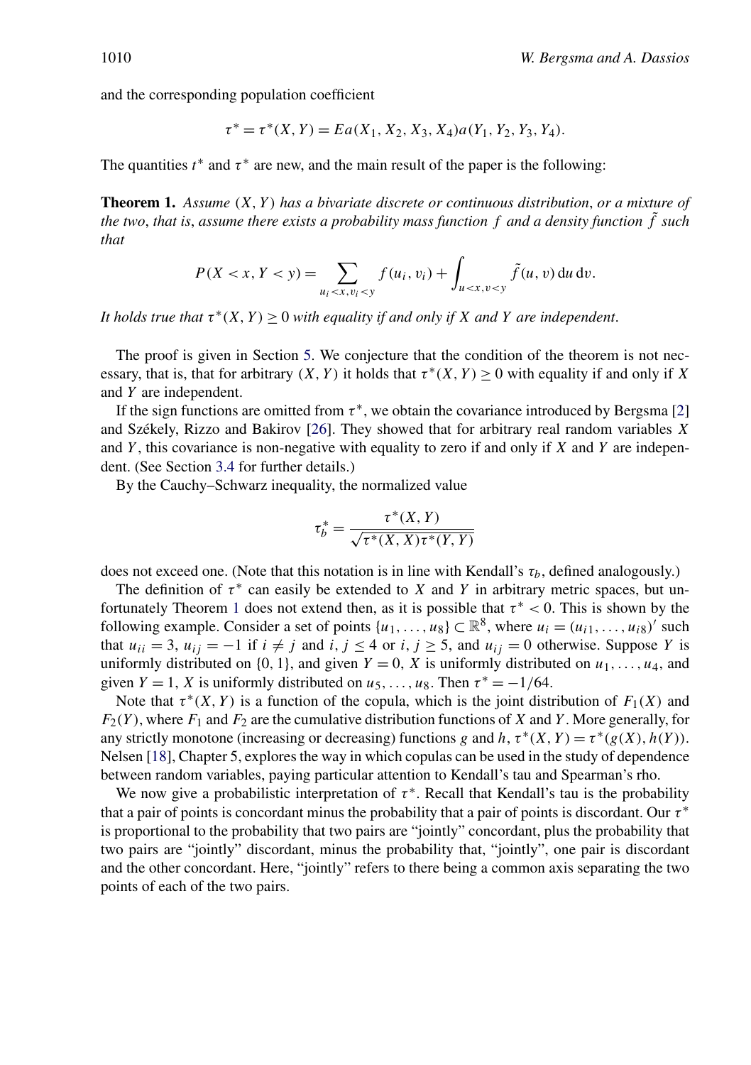and the corresponding population coefficient

$$\tau^* = \tau^*(X, Y) = Ea(X_1, X_2, X_3, X_4)a(Y_1, Y_2, Y_3, Y_4).$$

The quantities $t^*$ and $\tau^*$ are new, and the main result of the paper is the following:

**Theorem 1.** *Assume $(X, Y)$ has a bivariate discrete or continuous distribution, or a mixture of the two, that is, assume there exists a probability mass function $f$ and a density function $\tilde{f}$ such that*

$$P(X < x, Y < y) = \sum_{u_i < x, v_i < y} f(u_i, v_i) + \int_{u < x, v < y} \tilde{f}(u, v)\, \mathrm{d}u\, \mathrm{d}v.$$

*It holds true that $\tau^*(X, Y) \geq 0$ with equality if and only if $X$ and $Y$ are independent.*

The proof is given in Section 5. We conjecture that the condition of the theorem is not necessary, that is, that for arbitrary $(X, Y)$ it holds that $\tau^*(X, Y) \geq 0$ with equality if and only if $X$ and $Y$ are independent.

If the sign functions are omitted from $\tau^*$, we obtain the covariance introduced by Bergsma [2] and Székely, Rizzo and Bakirov [26]. They showed that for arbitrary real random variables $X$ and $Y$, this covariance is non-negative with equality to zero if and only if $X$ and $Y$ are independent. (See Section 3.4 for further details.)

By the Cauchy–Schwarz inequality, the normalized value

$$\tau_b^* = \frac{\tau^*(X, Y)}{\sqrt{\tau^*(X, X)\tau^*(Y, Y)}}$$

does not exceed one. (Note that this notation is in line with Kendall's $\tau_b$, defined analogously.)

The definition of $\tau^*$ can easily be extended to $X$ and $Y$ in arbitrary metric spaces, but unfortunately Theorem 1 does not extend then, as it is possible that $\tau^* < 0$. This is shown by the following example. Consider a set of points $\{u_1, \ldots, u_8\} \subset \mathbb{R}^8$, where $u_i = (u_{i1}, \ldots, u_{i8})'$ such that $u_{ii} = 3$, $u_{ij} = -1$ if $i \neq j$ and $i, j \leq 4$ or $i, j \geq 5$, and $u_{ij} = 0$ otherwise. Suppose $Y$ is uniformly distributed on $\{0, 1\}$, and given $Y = 0$, $X$ is uniformly distributed on $u_1, \ldots, u_4$, and given $Y = 1$, $X$ is uniformly distributed on $u_5, \ldots, u_8$. Then $\tau^* = -1/64$.

Note that $\tau^*(X, Y)$ is a function of the copula, which is the joint distribution of $F_1(X)$ and $F_2(Y)$, where $F_1$ and $F_2$ are the cumulative distribution functions of $X$ and $Y$. More generally, for any strictly monotone (increasing or decreasing) functions $g$ and $h$, $\tau^*(X, Y) = \tau^*(g(X), h(Y))$. Nelsen [18], Chapter 5, explores the way in which copulas can be used in the study of dependence between random variables, paying particular attention to Kendall's tau and Spearman's rho.

We now give a probabilistic interpretation of $\tau^*$. Recall that Kendall's tau is the probability that a pair of points is concordant minus the probability that a pair of points is discordant. Our $\tau^*$ is proportional to the probability that two pairs are "jointly" concordant, plus the probability that two pairs are "jointly" discordant, minus the probability that, "jointly", one pair is discordant and the other concordant. Here, "jointly" refers to there being a common axis separating the two points of each of the two pairs.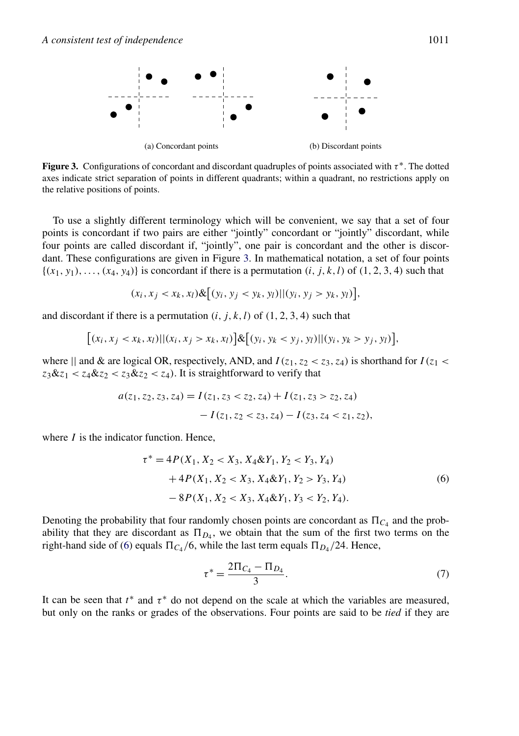(a) Concordant points

(b) Discordant points

**Figure 3.** Configurations of concordant and discordant quadruples of points associated with $\tau^*$. The dotted axes indicate strict separation of points in different quadrants; within a quadrant, no restrictions apply on the relative positions of points.

To use a slightly different terminology which will be convenient, we say that a set of four points is concordant if two pairs are either "jointly" concordant or "jointly" discordant, while four points are called discordant if, "jointly", one pair is concordant and the other is discordant. These configurations are given in Figure 3. In mathematical notation, a set of four points $\{(x_1, y_1), \ldots, (x_4, y_4)\}$ is concordant if there is a permutation $(i, j, k, l)$ of $(1, 2, 3, 4)$ such that

$$(x_i, x_j < x_k, x_l) \& \big[(y_i, y_j < y_k, y_l) || (y_i, y_j > y_k, y_l)\big],$$

and discordant if there is a permutation $(i, j, k, l)$ of $(1, 2, 3, 4)$ such that

$$\big[(x_i, x_j < x_k, x_l) || (x_i, x_j > x_k, x_l)\big] \& \big[(y_i, y_k < y_j, y_l) || (y_i, y_k > y_j, y_l)\big],$$

where || and & are logical OR, respectively, AND, and $I(z_1, z_2 < z_3, z_4)$ is shorthand for $I(z_1 < z_3 \& z_1 < z_4 \& z_2 < z_3 \& z_2 < z_4)$. It is straightforward to verify that

$$\begin{aligned} a(z_1, z_2, z_3, z_4) = {} & I(z_1, z_3 < z_2, z_4) + I(z_1, z_3 > z_2, z_4) \\ & - I(z_1, z_2 < z_3, z_4) - I(z_3, z_4 < z_1, z_2), \end{aligned}$$

where $I$ is the indicator function. Hence,

$$\begin{aligned} \tau^* = {} & 4P(X_1, X_2 < X_3, X_4 \& Y_1, Y_2 < Y_3, Y_4) \\ & + 4P(X_1, X_2 < X_3, X_4 \& Y_1, Y_2 > Y_3, Y_4) \\ & - 8P(X_1, X_2 < X_3, X_4 \& Y_1, Y_3 < Y_2, Y_4). \end{aligned} \tag{6}$$

Denoting the probability that four randomly chosen points are concordant as $\Pi_{C_4}$ and the probability that they are discordant as $\Pi_{D_4}$, we obtain that the sum of the first two terms on the right-hand side of (6) equals $\Pi_{C_4}/6$, while the last term equals $\Pi_{D_4}/24$. Hence,

$$\tau^* = \frac{2\Pi_{C_4} - \Pi_{D_4}}{3}. \tag{7}$$

It can be seen that $t^*$ and $\tau^*$ do not depend on the scale at which the variables are measured, but only on the ranks or grades of the observations. Four points are said to be *tied* if they are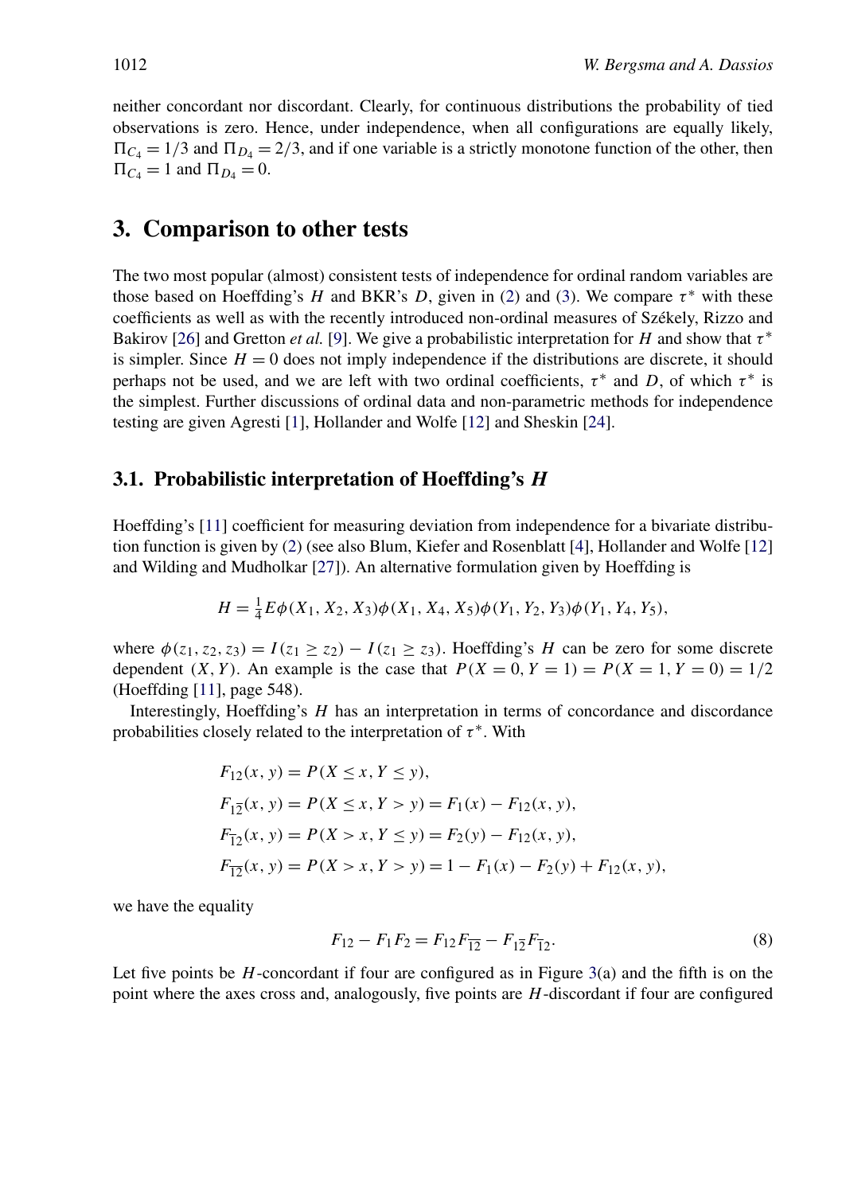neither concordant nor discordant. Clearly, for continuous distributions the probability of tied observations is zero. Hence, under independence, when all configurations are equally likely, $\Pi_{C_4} = 1/3$ and $\Pi_{D_4} = 2/3$, and if one variable is a strictly monotone function of the other, then $\Pi_{C_4} = 1$ and $\Pi_{D_4} = 0$.

## 3. Comparison to other tests

The two most popular (almost) consistent tests of independence for ordinal random variables are those based on Hoeffding's $H$ and BKR's $D$, given in (2) and (3). We compare $\tau^*$ with these coefficients as well as with the recently introduced non-ordinal measures of Székely, Rizzo and Bakirov [26] and Gretton *et al.* [9]. We give a probabilistic interpretation for $H$ and show that $\tau^*$ is simpler. Since $H = 0$ does not imply independence if the distributions are discrete, it should perhaps not be used, and we are left with two ordinal coefficients, $\tau^*$ and $D$, of which $\tau^*$ is the simplest. Further discussions of ordinal data and non-parametric methods for independence testing are given Agresti [1], Hollander and Wolfe [12] and Sheskin [24].

### 3.1. Probabilistic interpretation of Hoeffding's $H$

Hoeffding's [11] coefficient for measuring deviation from independence for a bivariate distribution function is given by (2) (see also Blum, Kiefer and Rosenblatt [4], Hollander and Wolfe [12] and Wilding and Mudholkar [27]). An alternative formulation given by Hoeffding is

$$H = \tfrac{1}{4} E\phi(X_1, X_2, X_3)\phi(X_1, X_4, X_5)\phi(Y_1, Y_2, Y_3)\phi(Y_1, Y_4, Y_5),$$

where $\phi(z_1, z_2, z_3) = I(z_1 \geq z_2) - I(z_1 \geq z_3)$. Hoeffding's $H$ can be zero for some discrete dependent $(X, Y)$. An example is the case that $P(X = 0, Y = 1) = P(X = 1, Y = 0) = 1/2$ (Hoeffding [11], page 548).

Interestingly, Hoeffding's $H$ has an interpretation in terms of concordance and discordance probabilities closely related to the interpretation of $\tau^*$. With

$$\begin{aligned}
F_{12}(x, y) &= P(X \leq x, Y \leq y),\\
F_{1\overline{2}}(x, y) &= P(X \leq x, Y > y) = F_1(x) - F_{12}(x, y),\\
F_{\overline{1}2}(x, y) &= P(X > x, Y \leq y) = F_2(y) - F_{12}(x, y),\\
F_{\overline{12}}(x, y) &= P(X > x, Y > y) = 1 - F_1(x) - F_2(y) + F_{12}(x, y),
\end{aligned}$$

we have the equality

$$F_{12} - F_1 F_2 = F_{12} F_{\overline{12}} - F_{1\overline{2}} F_{\overline{1}2}. \tag{8}$$

Let five points be $H$-concordant if four are configured as in Figure 3(a) and the fifth is on the point where the axes cross and, analogously, five points are $H$-discordant if four are configured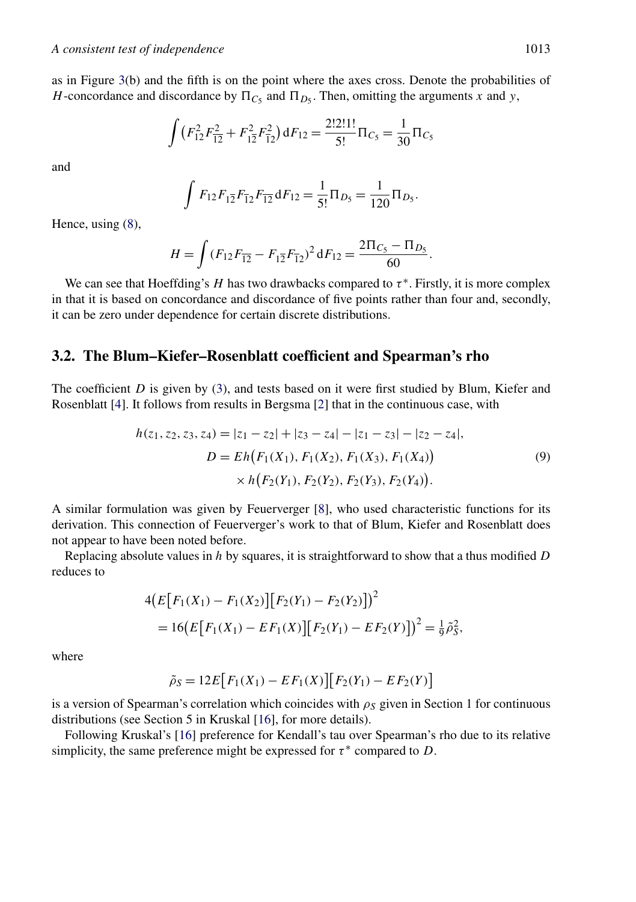as in Figure 3(b) and the fifth is on the point where the axes cross. Denote the probabilities of $H$-concordance and discordance by $\Pi_{C_5}$ and $\Pi_{D_5}$. Then, omitting the arguments $x$ and $y$,

$$\int \left(F_{12}^2 F_{\overline{12}}^2 + F_{1\overline{2}}^2 F_{\overline{1}2}^2\right) \mathrm{d}F_{12} = \frac{2!2!1!}{5!}\Pi_{C_5} = \frac{1}{30}\Pi_{C_5}$$

and

$$\int F_{12} F_{1\overline{2}} F_{\overline{1}2} F_{\overline{12}} \,\mathrm{d}F_{12} = \frac{1}{5!}\Pi_{D_5} = \frac{1}{120}\Pi_{D_5}.$$

Hence, using (8),

$$H = \int (F_{12}F_{\overline{12}} - F_{1\overline{2}}F_{\overline{1}2})^2 \,\mathrm{d}F_{12} = \frac{2\Pi_{C_5} - \Pi_{D_5}}{60}.$$

We can see that Hoeffding's $H$ has two drawbacks compared to $\tau^*$. Firstly, it is more complex in that it is based on concordance and discordance of five points rather than four and, secondly, it can be zero under dependence for certain discrete distributions.

## 3.2. The Blum–Kiefer–Rosenblatt coefficient and Spearman's rho

The coefficient $D$ is given by (3), and tests based on it were first studied by Blum, Kiefer and Rosenblatt [4]. It follows from results in Bergsma [2] that in the continuous case, with

$$\begin{aligned}
h(z_1, z_2, z_3, z_4) &= |z_1 - z_2| + |z_3 - z_4| - |z_1 - z_3| - |z_2 - z_4|, \\
D &= Eh\big(F_1(X_1), F_1(X_2), F_1(X_3), F_1(X_4)\big) \\
&\quad \times h\big(F_2(Y_1), F_2(Y_2), F_2(Y_3), F_2(Y_4)\big).
\end{aligned} \tag{9}$$

A similar formulation was given by Feuerverger [8], who used characteristic functions for its derivation. This connection of Feuerverger's work to that of Blum, Kiefer and Rosenblatt does not appear to have been noted before.

Replacing absolute values in $h$ by squares, it is straightforward to show that a thus modified $D$ reduces to

$$\begin{aligned}
&4\big(E\big[F_1(X_1) - F_1(X_2)\big]\big[F_2(Y_1) - F_2(Y_2)\big]\big)^2 \\
&\quad = 16\big(E\big[F_1(X_1) - EF_1(X)\big]\big[F_2(Y_1) - EF_2(Y)\big]\big)^2 = \tfrac{1}{9}\tilde{\rho}_S^2,
\end{aligned}$$

where

$$\tilde{\rho}_S = 12E\big[F_1(X_1) - EF_1(X)\big]\big[F_2(Y_1) - EF_2(Y)\big]$$

is a version of Spearman's correlation which coincides with $\rho_S$ given in Section 1 for continuous distributions (see Section 5 in Kruskal [16], for more details).

Following Kruskal's [16] preference for Kendall's tau over Spearman's rho due to its relative simplicity, the same preference might be expressed for $\tau^*$ compared to $D$.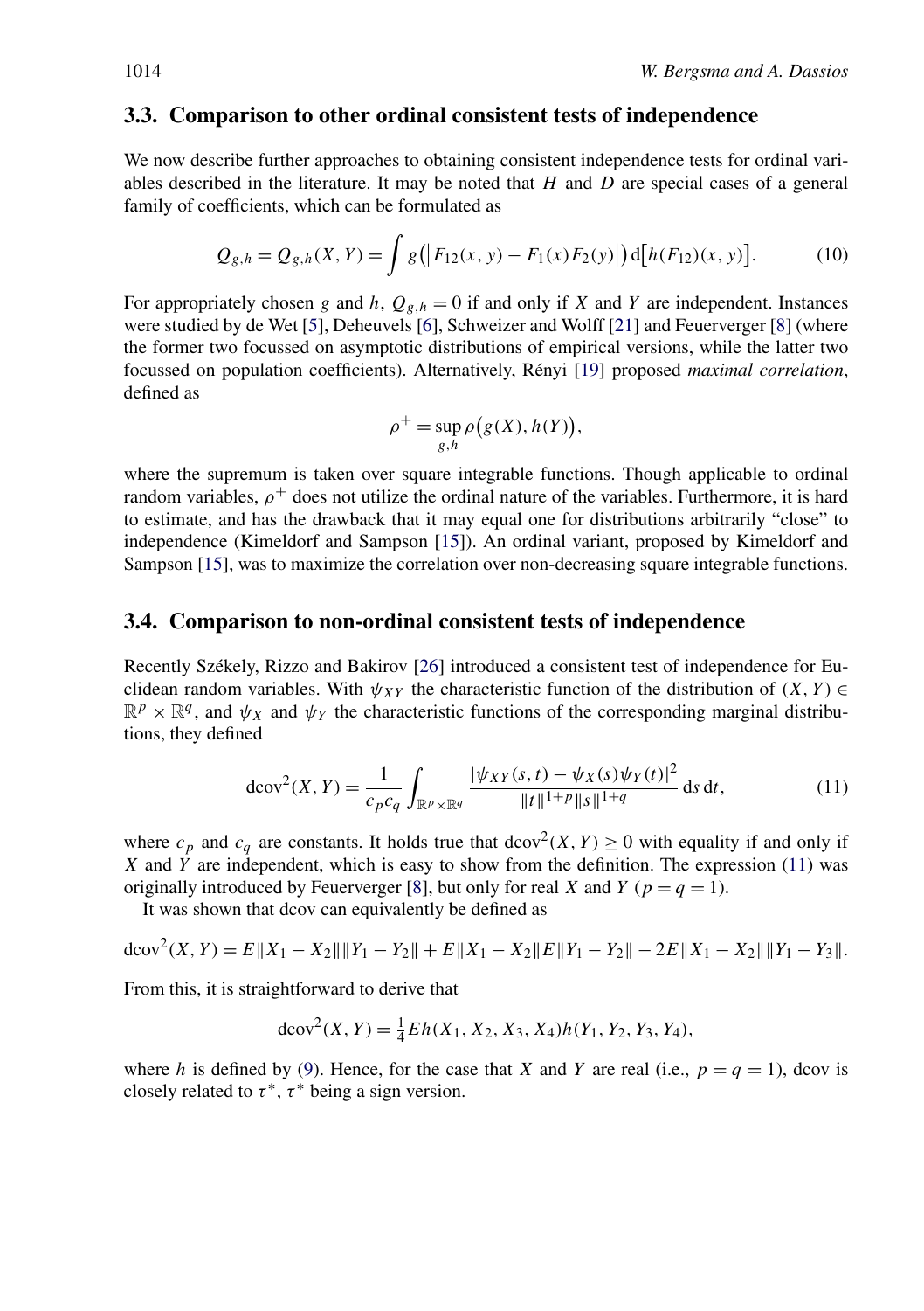### 3.3. Comparison to other ordinal consistent tests of independence

We now describe further approaches to obtaining consistent independence tests for ordinal variables described in the literature. It may be noted that $H$ and $D$ are special cases of a general family of coefficients, which can be formulated as

$$Q_{g,h} = Q_{g,h}(X,Y) = \int g\big(\big|F_{12}(x,y) - F_1(x)F_2(y)\big|\big)\,\mathrm{d}\big[h(F_{12})(x,y)\big]. \tag{10}$$

For appropriately chosen $g$ and $h$, $Q_{g,h} = 0$ if and only if $X$ and $Y$ are independent. Instances were studied by de Wet [5], Deheuvels [6], Schweizer and Wolff [21] and Feuerverger [8] (where the former two focussed on asymptotic distributions of empirical versions, while the latter two focussed on population coefficients). Alternatively, Rényi [19] proposed *maximal correlation*, defined as

$$\rho^+ = \sup_{g,h} \rho\big(g(X), h(Y)\big),$$

where the supremum is taken over square integrable functions. Though applicable to ordinal random variables, $\rho^+$ does not utilize the ordinal nature of the variables. Furthermore, it is hard to estimate, and has the drawback that it may equal one for distributions arbitrarily "close" to independence (Kimeldorf and Sampson [15]). An ordinal variant, proposed by Kimeldorf and Sampson [15], was to maximize the correlation over non-decreasing square integrable functions.

### 3.4. Comparison to non-ordinal consistent tests of independence

Recently Székely, Rizzo and Bakirov [26] introduced a consistent test of independence for Euclidean random variables. With $\psi_{XY}$ the characteristic function of the distribution of $(X,Y) \in \mathbb{R}^p \times \mathbb{R}^q$, and $\psi_X$ and $\psi_Y$ the characteristic functions of the corresponding marginal distributions, they defined

$$\mathrm{dcov}^2(X,Y) = \frac{1}{c_p c_q} \int_{\mathbb{R}^p \times \mathbb{R}^q} \frac{|\psi_{XY}(s,t) - \psi_X(s)\psi_Y(t)|^2}{\|t\|^{1+p}\|s\|^{1+q}}\,\mathrm{d}s\,\mathrm{d}t, \tag{11}$$

where $c_p$ and $c_q$ are constants. It holds true that $\mathrm{dcov}^2(X,Y) \ge 0$ with equality if and only if $X$ and $Y$ are independent, which is easy to show from the definition. The expression (11) was originally introduced by Feuerverger [8], but only for real $X$ and $Y$ ($p = q = 1$).

It was shown that dcov can equivalently be defined as

$$\mathrm{dcov}^2(X,Y) = E\|X_1 - X_2\|\|Y_1 - Y_2\| + E\|X_1 - X_2\|E\|Y_1 - Y_2\| - 2E\|X_1 - X_2\|\|Y_1 - Y_3\|.$$

From this, it is straightforward to derive that

$$\mathrm{dcov}^2(X,Y) = \tfrac{1}{4} E h(X_1, X_2, X_3, X_4) h(Y_1, Y_2, Y_3, Y_4),$$

where $h$ is defined by (9). Hence, for the case that $X$ and $Y$ are real (i.e., $p = q = 1$), dcov is closely related to $\tau^*$, $\tau^*$ being a sign version.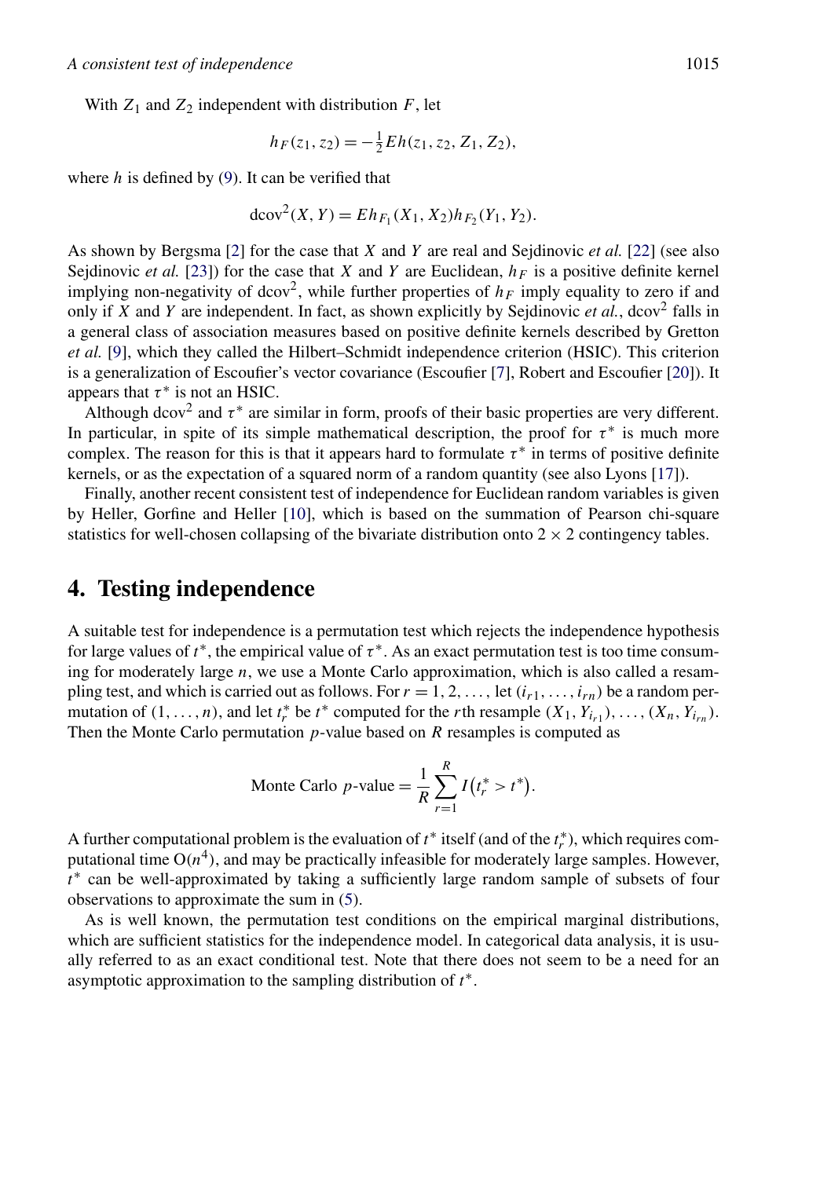With $Z_1$ and $Z_2$ independent with distribution $F$, let

$$h_F(z_1, z_2) = -\tfrac{1}{2} E h(z_1, z_2, Z_1, Z_2),$$

where $h$ is defined by (9). It can be verified that

$$\mathrm{dcov}^2(X, Y) = E h_{F_1}(X_1, X_2) h_{F_2}(Y_1, Y_2).$$

As shown by Bergsma [2] for the case that $X$ and $Y$ are real and Sejdinovic *et al.* [22] (see also Sejdinovic *et al.* [23]) for the case that $X$ and $Y$ are Euclidean, $h_F$ is a positive definite kernel implying non-negativity of $\mathrm{dcov}^2$, while further properties of $h_F$ imply equality to zero if and only if $X$ and $Y$ are independent. In fact, as shown explicitly by Sejdinovic *et al.*, $\mathrm{dcov}^2$ falls in a general class of association measures based on positive definite kernels described by Gretton *et al.* [9], which they called the Hilbert–Schmidt independence criterion (HSIC). This criterion is a generalization of Escoufier's vector covariance (Escoufier [7], Robert and Escoufier [20]). It appears that $\tau^*$ is not an HSIC.

Although $\mathrm{dcov}^2$ and $\tau^*$ are similar in form, proofs of their basic properties are very different. In particular, in spite of its simple mathematical description, the proof for $\tau^*$ is much more complex. The reason for this is that it appears hard to formulate $\tau^*$ in terms of positive definite kernels, or as the expectation of a squared norm of a random quantity (see also Lyons [17]).

Finally, another recent consistent test of independence for Euclidean random variables is given by Heller, Gorfine and Heller [10], which is based on the summation of Pearson chi-square statistics for well-chosen collapsing of the bivariate distribution onto $2 \times 2$ contingency tables.

# 4. Testing independence

A suitable test for independence is a permutation test which rejects the independence hypothesis for large values of $t^*$, the empirical value of $\tau^*$. As an exact permutation test is too time consuming for moderately large $n$, we use a Monte Carlo approximation, which is also called a resampling test, and which is carried out as follows. For $r = 1, 2, \ldots$, let $(i_{r1}, \ldots, i_{rn})$ be a random permutation of $(1, \ldots, n)$, and let $t_r^*$ be $t^*$ computed for the $r$th resample $(X_1, Y_{i_{r1}}), \ldots, (X_n, Y_{i_{rn}})$. Then the Monte Carlo permutation $p$-value based on $R$ resamples is computed as

$$\text{Monte Carlo } p\text{-value} = \frac{1}{R} \sum_{r=1}^{R} I\big(t_r^* > t^*\big).$$

A further computational problem is the evaluation of $t^*$ itself (and of the $t_r^*$), which requires computational time $\mathrm{O}(n^4)$, and may be practically infeasible for moderately large samples. However, $t^*$ can be well-approximated by taking a sufficiently large random sample of subsets of four observations to approximate the sum in (5).

As is well known, the permutation test conditions on the empirical marginal distributions, which are sufficient statistics for the independence model. In categorical data analysis, it is usually referred to as an exact conditional test. Note that there does not seem to be a need for an asymptotic approximation to the sampling distribution of $t^*$.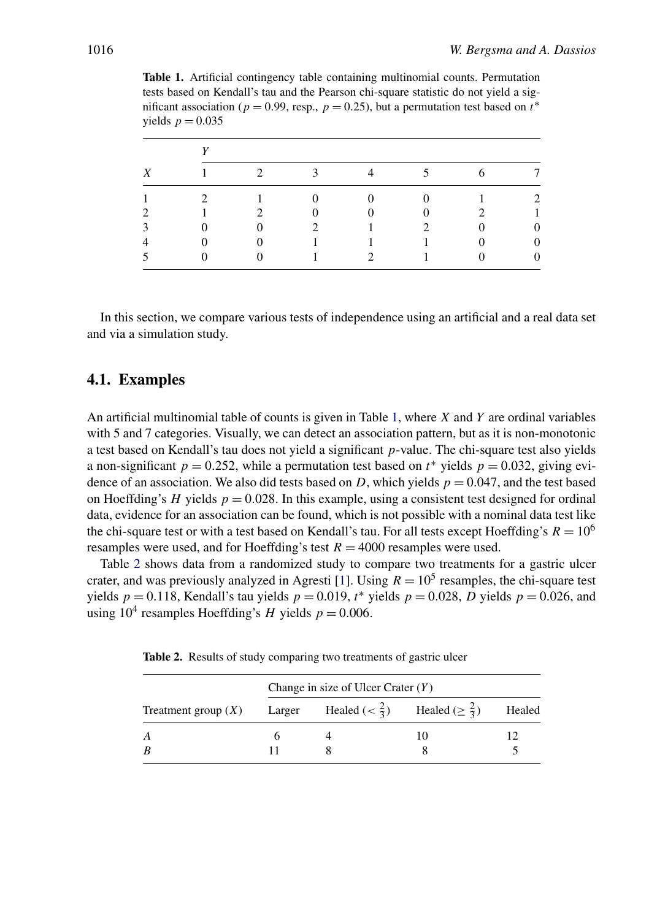**Table 1.** Artificial contingency table containing multinomial counts. Permutation tests based on Kendall's tau and the Pearson chi-square statistic do not yield a significant association ($p = 0.99$, resp., $p = 0.25$), but a permutation test based on $t^*$ yields $p = 0.035$

| | *Y* | | | | | | |
|---|---|---|---|---|---|---|---|
| *X* | 1 | 2 | 3 | 4 | 5 | 6 | 7 |
| 1 | 2 | 1 | 0 | 0 | 0 | 1 | 2 |
| 2 | 1 | 2 | 0 | 0 | 0 | 2 | 1 |
| 3 | 0 | 0 | 2 | 1 | 2 | 0 | 0 |
| 4 | 0 | 0 | 1 | 1 | 1 | 0 | 0 |
| 5 | 0 | 0 | 1 | 2 | 1 | 0 | 0 |

In this section, we compare various tests of independence using an artificial and a real data set and via a simulation study.

## 4.1. Examples

An artificial multinomial table of counts is given in Table 1, where $X$ and $Y$ are ordinal variables with 5 and 7 categories. Visually, we can detect an association pattern, but as it is non-monotonic a test based on Kendall's tau does not yield a significant $p$-value. The chi-square test also yields a non-significant $p = 0.252$, while a permutation test based on $t^*$ yields $p = 0.032$, giving evidence of an association. We also did tests based on $D$, which yields $p = 0.047$, and the test based on Hoeffding's $H$ yields $p = 0.028$. In this example, using a consistent test designed for ordinal data, evidence for an association can be found, which is not possible with a nominal data test like the chi-square test or with a test based on Kendall's tau. For all tests except Hoeffding's $R = 10^6$ resamples were used, and for Hoeffding's test $R = 4000$ resamples were used.

Table 2 shows data from a randomized study to compare two treatments for a gastric ulcer crater, and was previously analyzed in Agresti [1]. Using $R = 10^5$ resamples, the chi-square test yields $p = 0.118$, Kendall's tau yields $p = 0.019$, $t^*$ yields $p = 0.028$, $D$ yields $p = 0.026$, and using $10^4$ resamples Hoeffding's $H$ yields $p = 0.006$.

**Table 2.** Results of study comparing two treatments of gastric ulcer

| | Change in size of Ulcer Crater ($Y$) | | | |
|---|---|---|---|---|
| Treatment group ($X$) | Larger | Healed ($< \frac{2}{3}$) | Healed ($\geq \frac{2}{3}$) | Healed |
| *A* | 6 | 4 | 10 | 12 |
| *B* | 11 | 8 | 8 | 5 |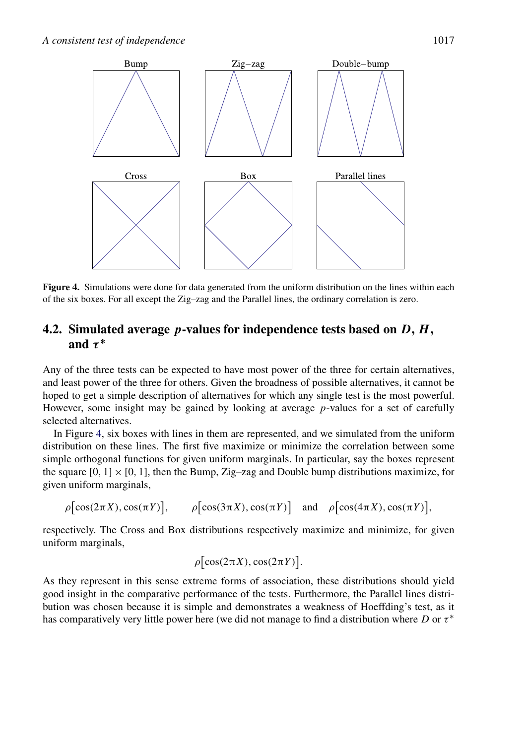Bump

Zig–zag

Double–bump

Cross

Box

Parallel lines

**Figure 4.** Simulations were done for data generated from the uniform distribution on the lines within each of the six boxes. For all except the Zig–zag and the Parallel lines, the ordinary correlation is zero.

## 4.2. Simulated average $p$-values for independence tests based on $D$, $H$, and $\tau^*$

Any of the three tests can be expected to have most power of the three for certain alternatives, and least power of the three for others. Given the broadness of possible alternatives, it cannot be hoped to get a simple description of alternatives for which any single test is the most powerful. However, some insight may be gained by looking at average $p$-values for a set of carefully selected alternatives.

In Figure 4, six boxes with lines in them are represented, and we simulated from the uniform distribution on these lines. The first five maximize or minimize the correlation between some simple orthogonal functions for given uniform marginals. In particular, say the boxes represent the square $[0,1] \times [0,1]$, then the Bump, Zig–zag and Double bump distributions maximize, for given uniform marginals,

$$\rho\big[\cos(2\pi X), \cos(\pi Y)\big], \qquad \rho\big[\cos(3\pi X), \cos(\pi Y)\big] \quad \text{and} \quad \rho\big[\cos(4\pi X), \cos(\pi Y)\big],$$

respectively. The Cross and Box distributions respectively maximize and minimize, for given uniform marginals,

$$\rho\big[\cos(2\pi X), \cos(2\pi Y)\big].$$

As they represent in this sense extreme forms of association, these distributions should yield good insight in the comparative performance of the tests. Furthermore, the Parallel lines distribution was chosen because it is simple and demonstrates a weakness of Hoeffding's test, as it has comparatively very little power here (we did not manage to find a distribution where $D$ or $\tau^*$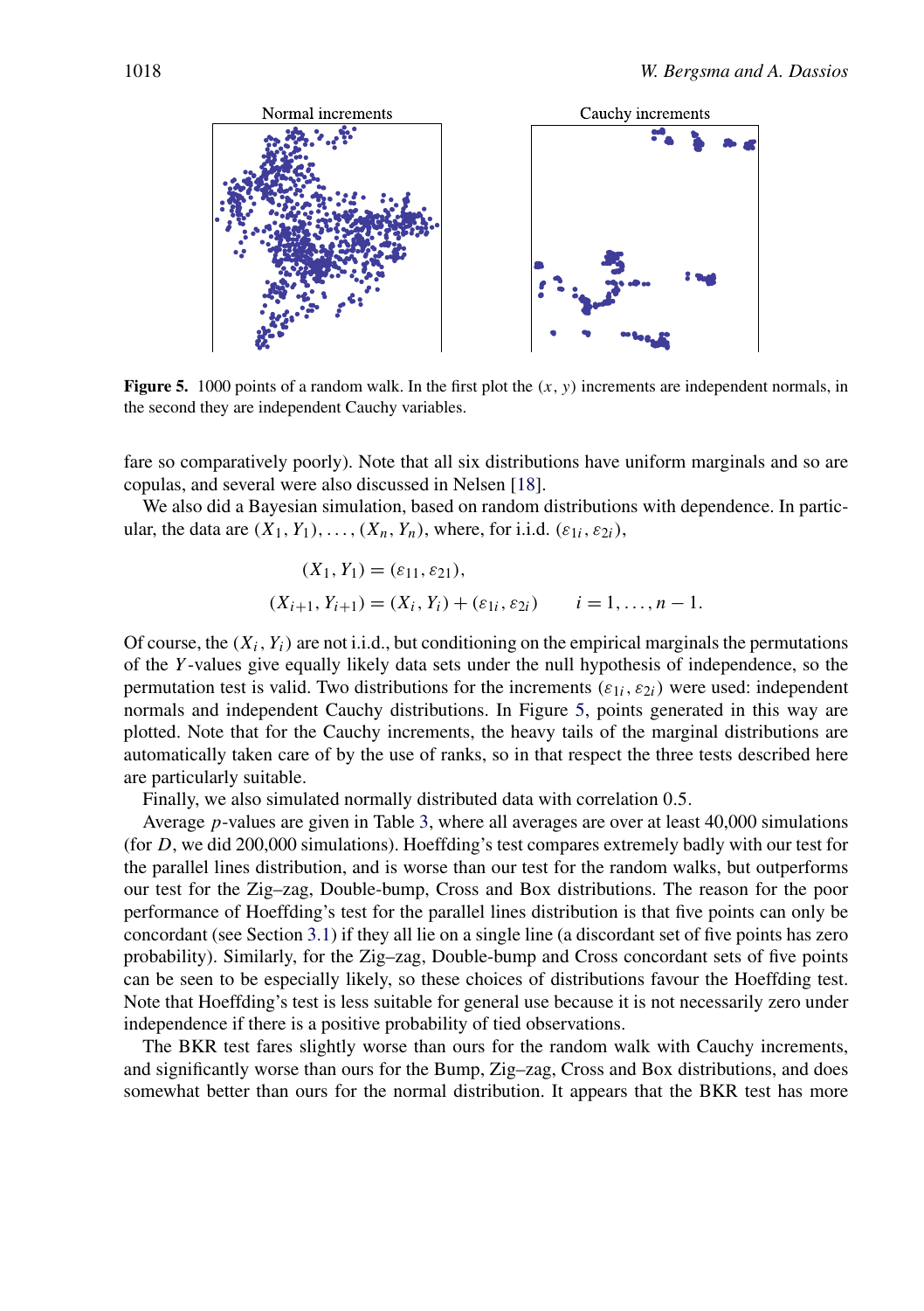Normal increments

Cauchy increments

**Figure 5.** 1000 points of a random walk. In the first plot the $(x, y)$ increments are independent normals, in the second they are independent Cauchy variables.

fare so comparatively poorly). Note that all six distributions have uniform marginals and so are copulas, and several were also discussed in Nelsen [18].

We also did a Bayesian simulation, based on random distributions with dependence. In particular, the data are $(X_1, Y_1), \ldots, (X_n, Y_n)$, where, for i.i.d. $(\varepsilon_{1i}, \varepsilon_{2i})$,

$$(X_1, Y_1) = (\varepsilon_{11}, \varepsilon_{21}),$$

$$(X_{i+1}, Y_{i+1}) = (X_i, Y_i) + (\varepsilon_{1i}, \varepsilon_{2i}) \qquad i = 1, \ldots, n-1.$$

Of course, the $(X_i, Y_i)$ are not i.i.d., but conditioning on the empirical marginals the permutations of the $Y$-values give equally likely data sets under the null hypothesis of independence, so the permutation test is valid. Two distributions for the increments $(\varepsilon_{1i}, \varepsilon_{2i})$ were used: independent normals and independent Cauchy distributions. In Figure 5, points generated in this way are plotted. Note that for the Cauchy increments, the heavy tails of the marginal distributions are automatically taken care of by the use of ranks, so in that respect the three tests described here are particularly suitable.

Finally, we also simulated normally distributed data with correlation 0.5.

Average $p$-values are given in Table 3, where all averages are over at least 40,000 simulations (for $D$, we did 200,000 simulations). Hoeffding's test compares extremely badly with our test for the parallel lines distribution, and is worse than our test for the random walks, but outperforms our test for the Zig–zag, Double-bump, Cross and Box distributions. The reason for the poor performance of Hoeffding's test for the parallel lines distribution is that five points can only be concordant (see Section 3.1) if they all lie on a single line (a discordant set of five points has zero probability). Similarly, for the Zig–zag, Double-bump and Cross concordant sets of five points can be seen to be especially likely, so these choices of distributions favour the Hoeffding test. Note that Hoeffding's test is less suitable for general use because it is not necessarily zero under independence if there is a positive probability of tied observations.

The BKR test fares slightly worse than ours for the random walk with Cauchy increments, and significantly worse than ours for the Bump, Zig–zag, Cross and Box distributions, and does somewhat better than ours for the normal distribution. It appears that the BKR test has more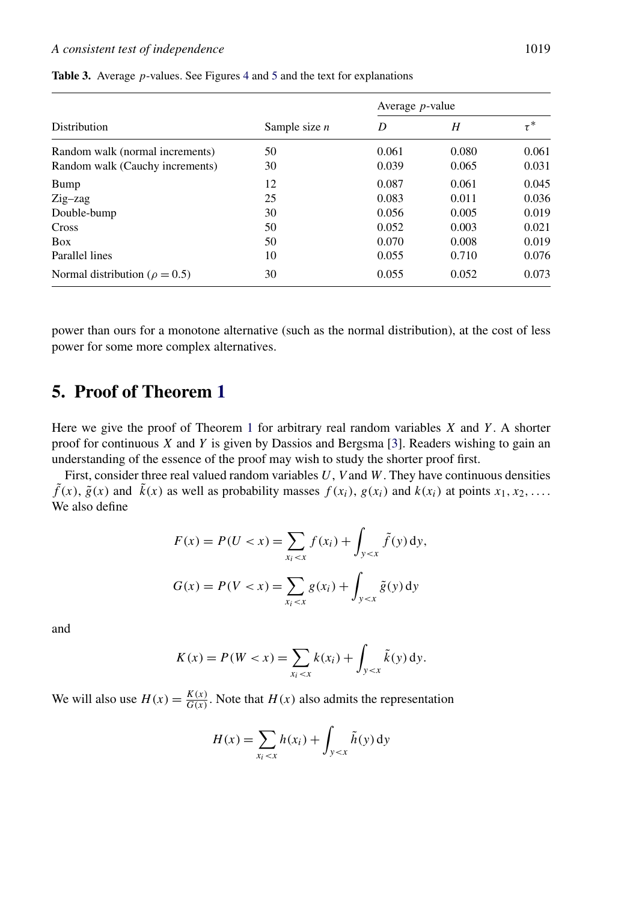**Table 3.** Average $p$-values. See Figures 4 and 5 and the text for explanations

| Distribution | Sample size $n$ | Average $p$-value | | |
|---|---|---|---|---|
| | | $D$ | $H$ | $\tau^*$ |
| Random walk (normal increments) | 50 | 0.061 | 0.080 | 0.061 |
| Random walk (Cauchy increments) | 30 | 0.039 | 0.065 | 0.031 |
| Bump | 12 | 0.087 | 0.061 | 0.045 |
| Zig–zag | 25 | 0.083 | 0.011 | 0.036 |
| Double-bump | 30 | 0.056 | 0.005 | 0.019 |
| Cross | 50 | 0.052 | 0.003 | 0.021 |
| Box | 50 | 0.070 | 0.008 | 0.019 |
| Parallel lines | 10 | 0.055 | 0.710 | 0.076 |
| Normal distribution ($\rho = 0.5$) | 30 | 0.055 | 0.052 | 0.073 |

power than ours for a monotone alternative (such as the normal distribution), at the cost of less power for some more complex alternatives.

## 5. Proof of Theorem 1

Here we give the proof of Theorem 1 for arbitrary real random variables $X$ and $Y$. A shorter proof for continuous $X$ and $Y$ is given by Dassios and Bergsma [3]. Readers wishing to gain an understanding of the essence of the proof may wish to study the shorter proof first.

First, consider three real valued random variables $U$, $V$ and $W$. They have continuous densities $\tilde{f}(x)$, $\tilde{g}(x)$ and $\tilde{k}(x)$ as well as probability masses $f(x_i)$, $g(x_i)$ and $k(x_i)$ at points $x_1, x_2, \ldots$. We also define

$$F(x) = P(U < x) = \sum_{x_i < x} f(x_i) + \int_{y<x} \tilde{f}(y)\,\mathrm{d}y,$$

$$G(x) = P(V < x) = \sum_{x_i < x} g(x_i) + \int_{y<x} \tilde{g}(y)\,\mathrm{d}y$$

and

$$K(x) = P(W < x) = \sum_{x_i < x} k(x_i) + \int_{y<x} \tilde{k}(y)\,\mathrm{d}y.$$

We will also use $H(x) = \frac{K(x)}{G(x)}$. Note that $H(x)$ also admits the representation

$$H(x) = \sum_{x_i < x} h(x_i) + \int_{y<x} \tilde{h}(y)\,\mathrm{d}y$$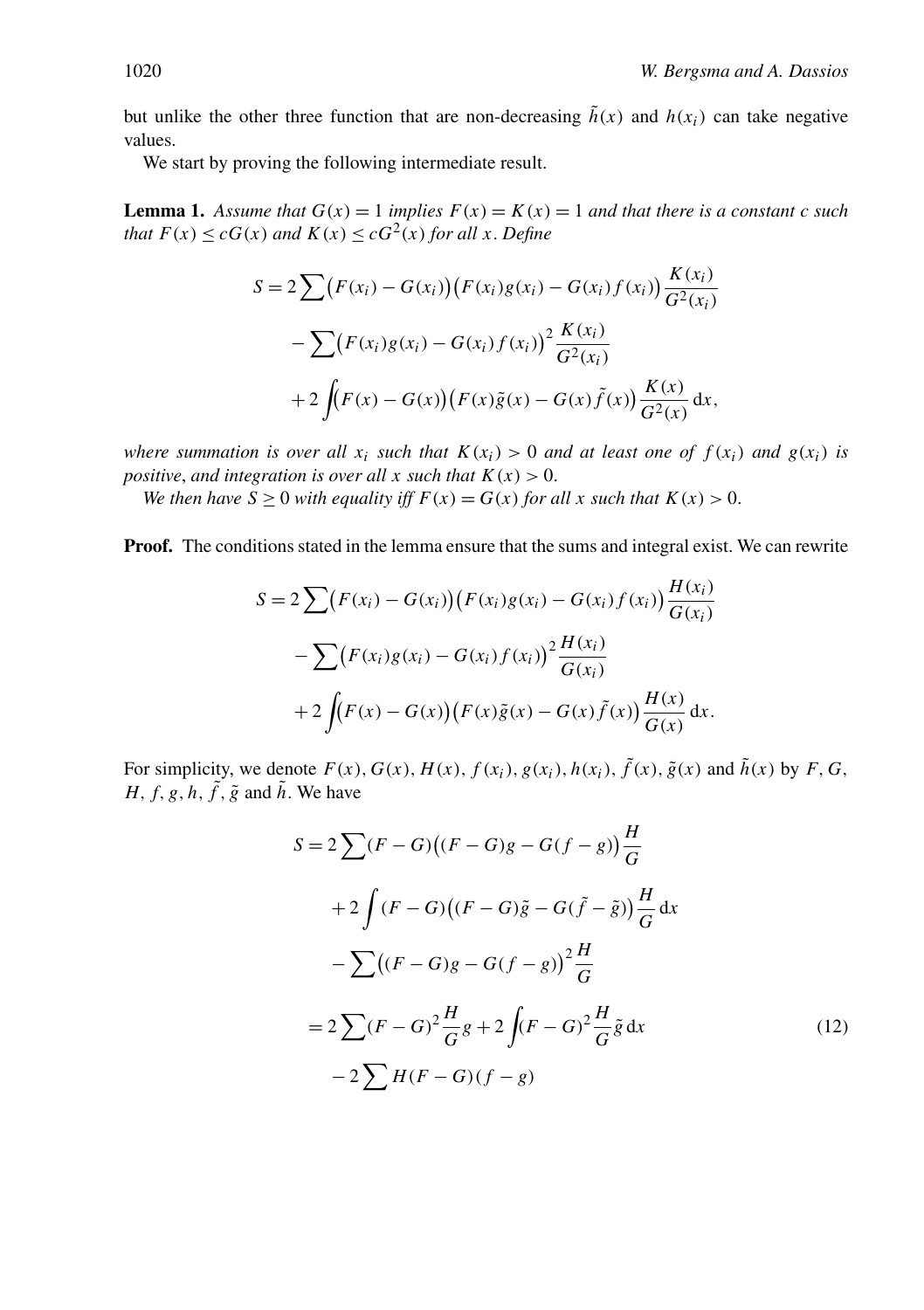but unlike the other three function that are non-decreasing $\tilde{h}(x)$ and $h(x_i)$ can take negative values.

We start by proving the following intermediate result.

**Lemma 1.** *Assume that $G(x)=1$ implies $F(x)=K(x)=1$ and that there is a constant $c$ such that $F(x)\le cG(x)$ and $K(x)\le cG^2(x)$ for all $x$. Define*

$$
\begin{aligned}
S = {} & 2\sum\bigl(F(x_i)-G(x_i)\bigr)\bigl(F(x_i)g(x_i)-G(x_i)f(x_i)\bigr)\frac{K(x_i)}{G^2(x_i)} \\
& - \sum\bigl(F(x_i)g(x_i)-G(x_i)f(x_i)\bigr)^2\frac{K(x_i)}{G^2(x_i)} \\
& + 2\int\bigl(F(x)-G(x)\bigr)\bigl(F(x)\tilde{g}(x)-G(x)\tilde{f}(x)\bigr)\frac{K(x)}{G^2(x)}\,\mathrm{d}x,
\end{aligned}
$$

*where summation is over all $x_i$ such that $K(x_i)>0$ and at least one of $f(x_i)$ and $g(x_i)$ is positive, and integration is over all $x$ such that $K(x)>0$.*

*We then have $S\ge 0$ with equality iff $F(x)=G(x)$ for all $x$ such that $K(x)>0$.*

**Proof.** The conditions stated in the lemma ensure that the sums and integral exist. We can rewrite

$$
\begin{aligned}
S = {} & 2\sum\bigl(F(x_i)-G(x_i)\bigr)\bigl(F(x_i)g(x_i)-G(x_i)f(x_i)\bigr)\frac{H(x_i)}{G(x_i)} \\
& - \sum\bigl(F(x_i)g(x_i)-G(x_i)f(x_i)\bigr)^2\frac{H(x_i)}{G(x_i)} \\
& + 2\int\bigl(F(x)-G(x)\bigr)\bigl(F(x)\tilde{g}(x)-G(x)\tilde{f}(x)\bigr)\frac{H(x)}{G(x)}\,\mathrm{d}x.
\end{aligned}
$$

For simplicity, we denote $F(x)$, $G(x)$, $H(x)$, $f(x_i)$, $g(x_i)$, $h(x_i)$, $\tilde{f}(x)$, $\tilde{g}(x)$ and $\tilde{h}(x)$ by $F$, $G$, $H$, $f$, $g$, $h$, $\tilde{f}$, $\tilde{g}$ and $\tilde{h}$. We have

$$
\begin{aligned}
S = {} & 2\sum(F-G)\bigl((F-G)g-G(f-g)\bigr)\frac{H}{G} \\
& + 2\int(F-G)\bigl((F-G)\tilde{g}-G(\tilde{f}-\tilde{g})\bigr)\frac{H}{G}\,\mathrm{d}x \\
& - \sum\bigl((F-G)g-G(f-g)\bigr)^2\frac{H}{G} \\
= {} & 2\sum(F-G)^2\frac{H}{G}g + 2\int(F-G)^2\frac{H}{G}\tilde{g}\,\mathrm{d}x \qquad (12) \\
& - 2\sum H(F-G)(f-g)
\end{aligned}
$$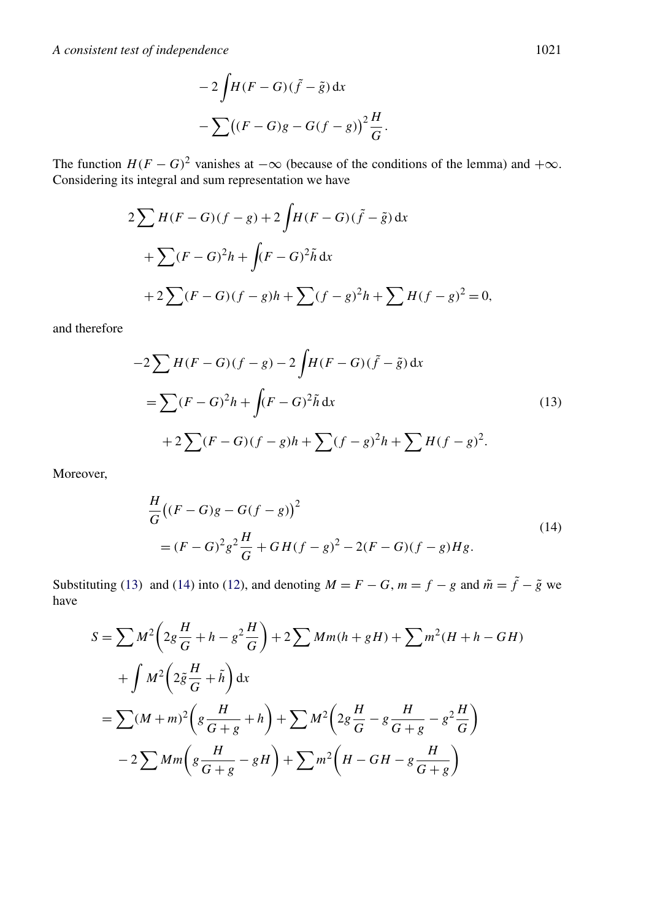$$
\begin{aligned}
&- 2 \int H (F - G)(\tilde{f} - \tilde{g}) \, \mathrm{d}x \\
&- \sum \big( (F - G) g - G (f - g) \big)^2 \frac{H}{G}.
\end{aligned}
$$

The function $H(F-G)^2$ vanishes at $-\infty$ (because of the conditions of the lemma) and $+\infty$. Considering its integral and sum representation we have

$$
\begin{aligned}
&2 \sum H(F-G)(f-g) + 2 \int H(F-G)(\tilde{f} - \tilde{g}) \, \mathrm{d}x \\
&\quad + \sum (F-G)^2 h + \int (F-G)^2 \tilde{h} \, \mathrm{d}x \\
&\quad + 2 \sum (F-G)(f-g) h + \sum (f-g)^2 h + \sum H (f-g)^2 = 0,
\end{aligned}
$$

and therefore

$$
\begin{aligned}
&-2 \sum H(F-G)(f-g) - 2 \int H(F-G)(\tilde{f} - \tilde{g}) \, \mathrm{d}x \\
&\quad = \sum (F-G)^2 h + \int (F-G)^2 \tilde{h} \, \mathrm{d}x \\
&\qquad + 2 \sum (F-G)(f-g) h + \sum (f-g)^2 h + \sum H (f-g)^2.
\end{aligned} \tag{13}
$$

Moreover,

$$
\begin{aligned}
&\frac{H}{G} \big( (F-G) g - G (f-g) \big)^2 \\
&\quad = (F-G)^2 g^2 \frac{H}{G} + G H (f-g)^2 - 2 (F-G)(f-g) H g.
\end{aligned} \tag{14}
$$

Substituting (13) and (14) into (12), and denoting $M = F - G$, $m = f - g$ and $\tilde{m} = \tilde{f} - \tilde{g}$ we have

$$
\begin{aligned}
S &= \sum M^2 \left( 2g \frac{H}{G} + h - g^2 \frac{H}{G} \right) + 2 \sum M m (h + g H) + \sum m^2 (H + h - G H) \\
&\quad + \int M^2 \left( 2 \tilde{g} \frac{H}{G} + \tilde{h} \right) \mathrm{d}x \\
&= \sum (M + m)^2 \left( g \frac{H}{G+g} + h \right) + \sum M^2 \left( 2g \frac{H}{G} - g \frac{H}{G+g} - g^2 \frac{H}{G} \right) \\
&\quad - 2 \sum M m \left( g \frac{H}{G+g} - g H \right) + \sum m^2 \left( H - G H - g \frac{H}{G+g} \right)
\end{aligned}
$$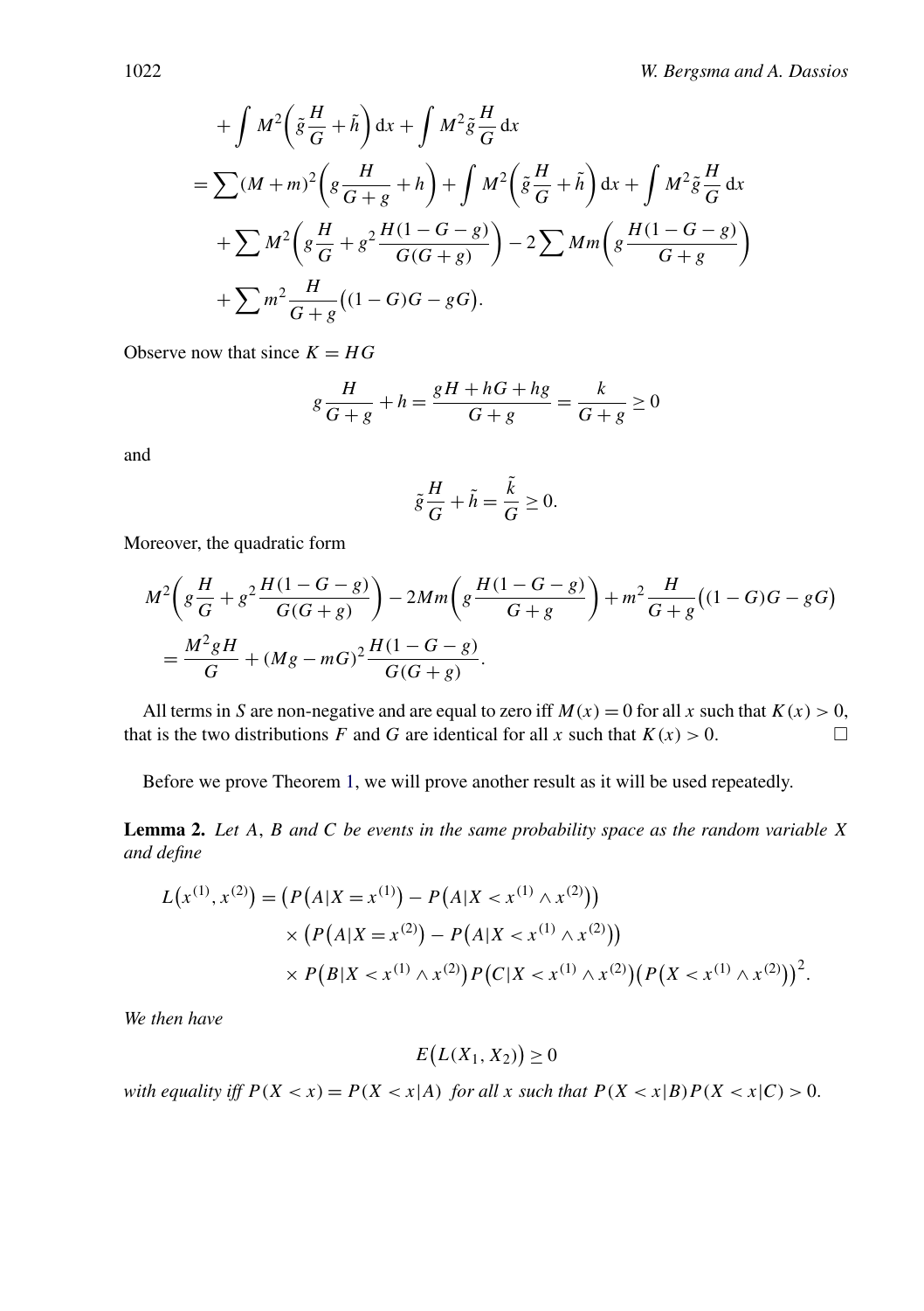$$
\begin{aligned}
&+\int M^2\left(\tilde{g}\frac{H}{G}+\tilde{h}\right)\mathrm{d}x+\int M^2\tilde{g}\frac{H}{G}\,\mathrm{d}x \\
&=\sum (M+m)^2\left(g\frac{H}{G+g}+h\right)+\int M^2\left(\tilde{g}\frac{H}{G}+\tilde{h}\right)\mathrm{d}x+\int M^2\tilde{g}\frac{H}{G}\,\mathrm{d}x \\
&\quad+\sum M^2\left(g\frac{H}{G}+g^2\frac{H(1-G-g)}{G(G+g)}\right)-2\sum Mm\left(g\frac{H(1-G-g)}{G+g}\right) \\
&\quad+\sum m^2\frac{H}{G+g}\big((1-G)G-gG\big).
\end{aligned}
$$

Observe now that since $K=HG$

$$
g\frac{H}{G+g}+h=\frac{gH+hG+hg}{G+g}=\frac{k}{G+g}\geq 0
$$

and

$$
\tilde{g}\frac{H}{G}+\tilde{h}=\frac{\tilde{k}}{G}\geq 0.
$$

Moreover, the quadratic form

$$
\begin{aligned}
&M^2\left(g\frac{H}{G}+g^2\frac{H(1-G-g)}{G(G+g)}\right)-2Mm\left(g\frac{H(1-G-g)}{G+g}\right)+m^2\frac{H}{G+g}\big((1-G)G-gG\big) \\
&=\frac{M^2gH}{G}+(Mg-mG)^2\frac{H(1-G-g)}{G(G+g)}.
\end{aligned}
$$

All terms in $S$ are non-negative and are equal to zero iff $M(x)=0$ for all $x$ such that $K(x)>0$, that is the two distributions $F$ and $G$ are identical for all $x$ such that $K(x)>0$. □

Before we prove Theorem 1, we will prove another result as it will be used repeatedly.

**Lemma 2.** *Let $A$, $B$ and $C$ be events in the same probability space as the random variable $X$ and define*

$$
\begin{aligned}
L\big(x^{(1)},x^{(2)}\big)&=\big(P\big(A|X=x^{(1)}\big)-P\big(A|X<x^{(1)}\wedge x^{(2)}\big)\big) \\
&\quad\times\big(P\big(A|X=x^{(2)}\big)-P\big(A|X<x^{(1)}\wedge x^{(2)}\big)\big) \\
&\quad\times P\big(B|X<x^{(1)}\wedge x^{(2)}\big)P\big(C|X<x^{(1)}\wedge x^{(2)}\big)\big(P\big(X<x^{(1)}\wedge x^{(2)}\big)\big)^2.
\end{aligned}
$$

*We then have*

$$
E\big(L(X_1,X_2)\big)\geq 0
$$

*with equality iff $P(X<x)=P(X<x|A)$ for all $x$ such that $P(X<x|B)P(X<x|C)>0$.*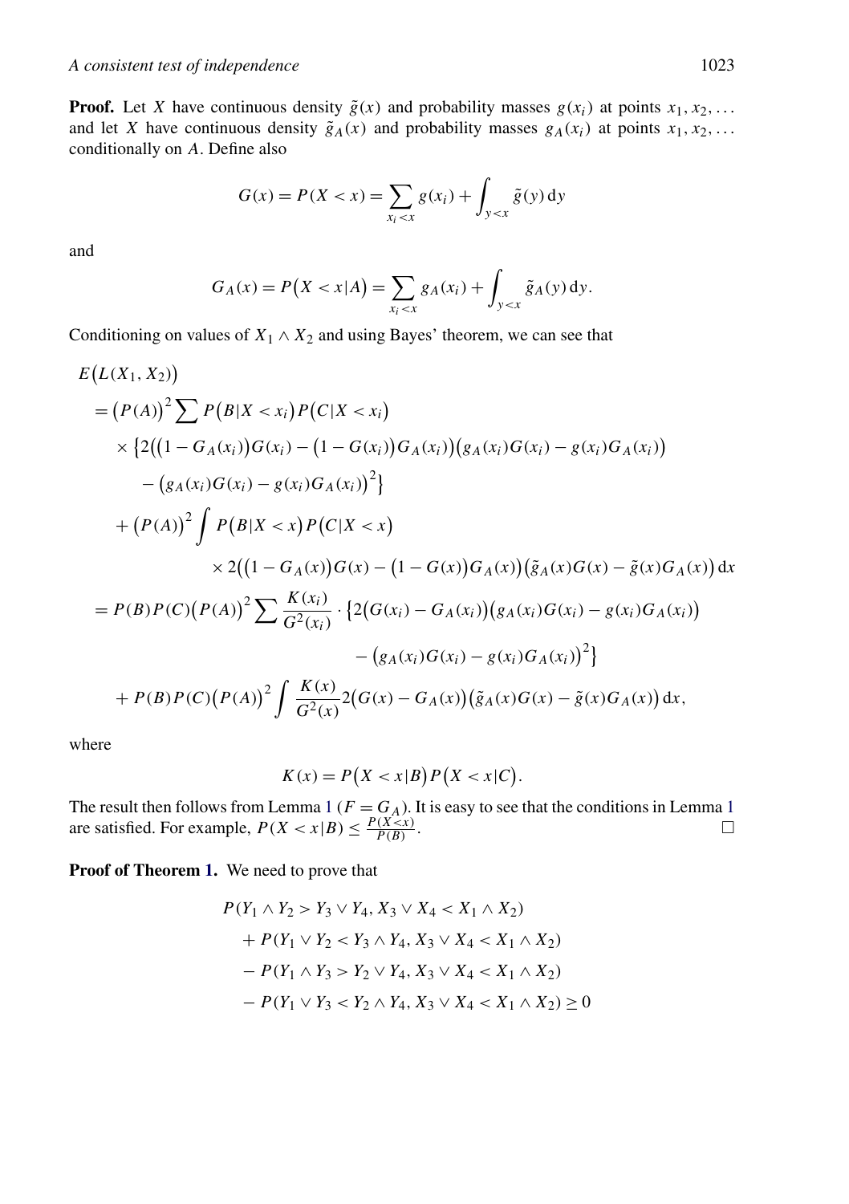**Proof.** Let $X$ have continuous density $\tilde{g}(x)$ and probability masses $g(x_i)$ at points $x_1, x_2, \ldots$ and let $X$ have continuous density $\tilde{g}_A(x)$ and probability masses $g_A(x_i)$ at points $x_1, x_2, \ldots$ conditionally on $A$. Define also

$$G(x) = P(X < x) = \sum_{x_i < x} g(x_i) + \int_{y<x} \tilde{g}(y)\,\mathrm{d}y$$

and

$$G_A(x) = P\bigl(X < x|A\bigr) = \sum_{x_i < x} g_A(x_i) + \int_{y<x} \tilde{g}_A(y)\,\mathrm{d}y.$$

Conditioning on values of $X_1 \wedge X_2$ and using Bayes' theorem, we can see that

$$
\begin{aligned}
&E\bigl(L(X_1, X_2)\bigr) \\
&\quad = \bigl(P(A)\bigr)^2 \sum P\bigl(B|X < x_i\bigr) P\bigl(C|X < x_i\bigr) \\
&\qquad \times \bigl\{2\bigl(\bigl(1 - G_A(x_i)\bigr)G(x_i) - \bigl(1 - G(x_i)\bigr)G_A(x_i)\bigr)\bigl(g_A(x_i)G(x_i) - g(x_i)G_A(x_i)\bigr) \\
&\qquad\quad - \bigl(g_A(x_i)G(x_i) - g(x_i)G_A(x_i)\bigr)^2\bigr\} \\
&\qquad + \bigl(P(A)\bigr)^2 \int P\bigl(B|X < x\bigr) P\bigl(C|X < x\bigr) \\
&\qquad\qquad \times 2\bigl(\bigl(1 - G_A(x)\bigr)G(x) - \bigl(1 - G(x)\bigr)G_A(x)\bigr)\bigl(\tilde{g}_A(x)G(x) - \tilde{g}(x)G_A(x)\bigr)\,\mathrm{d}x \\
&\quad = P(B)P(C)\bigl(P(A)\bigr)^2 \sum \frac{K(x_i)}{G^2(x_i)} \cdot \bigl\{2\bigl(G(x_i) - G_A(x_i)\bigr)\bigl(g_A(x_i)G(x_i) - g(x_i)G_A(x_i)\bigr) \\
&\qquad\qquad - \bigl(g_A(x_i)G(x_i) - g(x_i)G_A(x_i)\bigr)^2\bigr\} \\
&\qquad + P(B)P(C)\bigl(P(A)\bigr)^2 \int \frac{K(x)}{G^2(x)} 2\bigl(G(x) - G_A(x)\bigr)\bigl(\tilde{g}_A(x)G(x) - \tilde{g}(x)G_A(x)\bigr)\,\mathrm{d}x,
\end{aligned}
$$

where

$$K(x) = P\bigl(X < x|B\bigr)P\bigl(X < x|C\bigr).$$

The result then follows from Lemma 1 ($F = G_A$). It is easy to see that the conditions in Lemma 1 are satisfied. For example, $P(X < x|B) \le \frac{P(X<x)}{P(B)}$. $\square$

**Proof of Theorem 1.** We need to prove that

$$
\begin{aligned}
&P(Y_1 \wedge Y_2 > Y_3 \vee Y_4, X_3 \vee X_4 < X_1 \wedge X_2) \\
&\quad + P(Y_1 \vee Y_2 < Y_3 \wedge Y_4, X_3 \vee X_4 < X_1 \wedge X_2) \\
&\quad - P(Y_1 \wedge Y_3 > Y_2 \vee Y_4, X_3 \vee X_4 < X_1 \wedge X_2) \\
&\quad - P(Y_1 \vee Y_3 < Y_2 \wedge Y_4, X_3 \vee X_4 < X_1 \wedge X_2) \ge 0
\end{aligned}
$$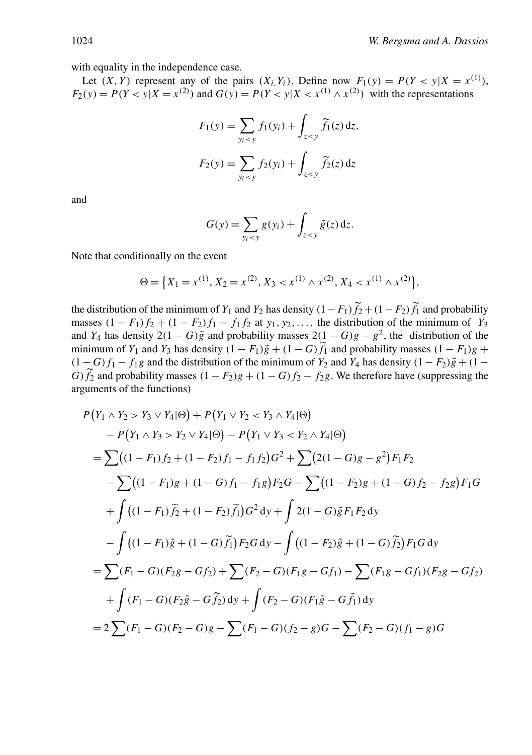with equality in the independence case.

Let $(X, Y)$ represent any of the pairs $(X_i, Y_i)$. Define now $F_1(y) = P(Y < y | X = x^{(1)})$, $F_2(y) = P(Y < y | X = x^{(2)})$ and $G(y) = P(Y < y | X < x^{(1)} \wedge x^{(2)})$ with the representations

$$F_1(y) = \sum_{y_i < y} f_1(y_i) + \int_{z<y} \widetilde{f}_1(z)\,\mathrm{d}z,$$

$$F_2(y) = \sum_{y_i < y} f_2(y_i) + \int_{z<y} \widetilde{f}_2(z)\,\mathrm{d}z$$

and

$$G(y) = \sum_{y_i < y} g(y_i) + \int_{z<y} \tilde{g}(z)\,\mathrm{d}z.$$

Note that conditionally on the event

$$\Theta = \{X_1 = x^{(1)}, X_2 = x^{(2)}, X_3 < x^{(1)} \wedge x^{(2)}, X_4 < x^{(1)} \wedge x^{(2)}\},$$

the distribution of the minimum of $Y_1$ and $Y_2$ has density $(1 - F_1)\widetilde{f}_2 + (1 - F_2)\widetilde{f}_1$ and probability masses $(1 - F_1) f_2 + (1 - F_2) f_1 - f_1 f_2$ at $y_1, y_2, \ldots$, the distribution of the minimum of $Y_3$ and $Y_4$ has density $2(1 - G)\tilde{g}$ and probability masses $2(1 - G)g - g^2$, the distribution of the minimum of $Y_1$ and $Y_3$ has density $(1 - F_1)\tilde{g} + (1 - G)\widetilde{f}_1$ and probability masses $(1 - F_1)g + (1 - G) f_1 - f_1 g$ and the distribution of the minimum of $Y_2$ and $Y_4$ has density $(1 - F_2)\tilde{g} + (1 - G)\widetilde{f}_2$ and probability masses $(1 - F_2)g + (1 - G) f_2 - f_2 g$. We therefore have (suppressing the arguments of the functions)

$$\begin{aligned}
&P(Y_1 \wedge Y_2 > Y_3 \vee Y_4 | \Theta) + P(Y_1 \vee Y_2 < Y_3 \wedge Y_4 | \Theta) \\
&\quad - P(Y_1 \wedge Y_3 > Y_2 \vee Y_4 | \Theta) - P(Y_1 \vee Y_3 < Y_2 \wedge Y_4 | \Theta) \\
&\quad = \sum \big((1 - F_1) f_2 + (1 - F_2) f_1 - f_1 f_2\big) G^2 + \sum \big(2(1 - G)g - g^2\big) F_1 F_2 \\
&\qquad - \sum \big((1 - F_1)g + (1 - G) f_1 - f_1 g\big) F_2 G - \sum \big((1 - F_2)g + (1 - G) f_2 - f_2 g\big) F_1 G \\
&\qquad + \int \big((1 - F_1)\widetilde{f}_2 + (1 - F_2)\widetilde{f}_1\big) G^2\,\mathrm{d}y + \int 2(1 - G)\tilde{g} F_1 F_2\,\mathrm{d}y \\
&\qquad - \int \big((1 - F_1)\tilde{g} + (1 - G)\widetilde{f}_1\big) F_2 G\,\mathrm{d}y - \int \big((1 - F_2)\tilde{g} + (1 - G)\widetilde{f}_2\big) F_1 G\,\mathrm{d}y \\
&\quad = \sum (F_1 - G)(F_2 g - G f_2) + \sum (F_2 - G)(F_1 g - G f_1) - \sum (F_1 g - G f_1)(F_2 g - G f_2) \\
&\qquad + \int (F_1 - G)(F_2 \tilde{g} - G \widetilde{f}_2)\,\mathrm{d}y + \int (F_2 - G)(F_1 \tilde{g} - G \tilde{f}_1)\,\mathrm{d}y \\
&\quad = 2 \sum (F_1 - G)(F_2 - G)g - \sum (F_1 - G)(f_2 - g)G - \sum (F_2 - G)(f_1 - g)G
\end{aligned}$$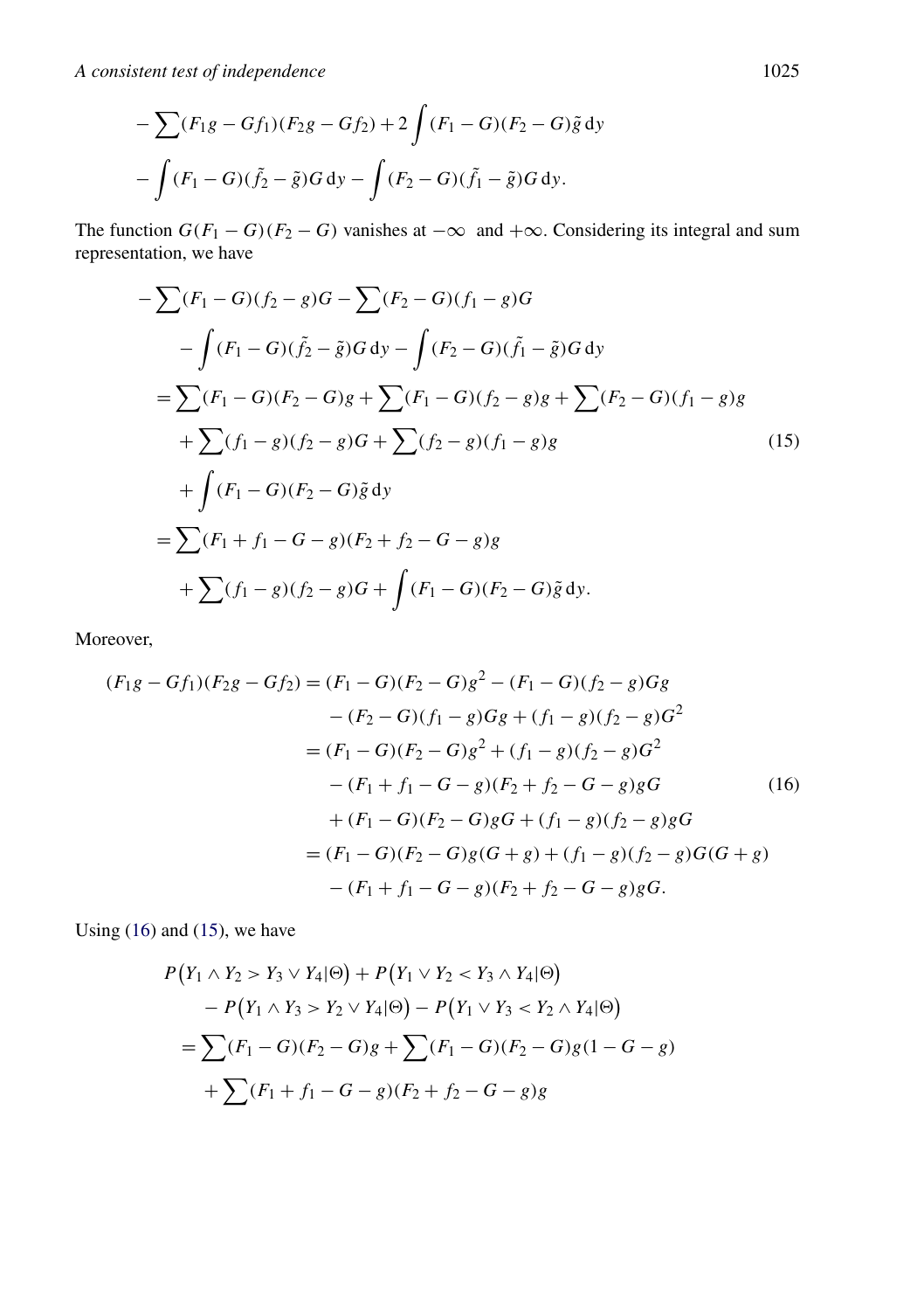$$
\begin{aligned}
&- \sum (F_1 g - G f_1)(F_2 g - G f_2) + 2 \int (F_1 - G)(F_2 - G)\tilde{g}\,\mathrm{d}y \\
&- \int (F_1 - G)(\tilde{f}_2 - \tilde{g})G\,\mathrm{d}y - \int (F_2 - G)(\tilde{f}_1 - \tilde{g})G\,\mathrm{d}y.
\end{aligned}
$$

The function $G(F_1 - G)(F_2 - G)$ vanishes at $-\infty$ and $+\infty$. Considering its integral and sum representation, we have

$$
\begin{aligned}
&- \sum (F_1 - G)(f_2 - g)G - \sum (F_2 - G)(f_1 - g)G \\
&\quad - \int (F_1 - G)(\tilde{f}_2 - \tilde{g})G\,\mathrm{d}y - \int (F_2 - G)(\tilde{f}_1 - \tilde{g})G\,\mathrm{d}y \\
&= \sum (F_1 - G)(F_2 - G)g + \sum (F_1 - G)(f_2 - g)g + \sum (F_2 - G)(f_1 - g)g \\
&\quad + \sum (f_1 - g)(f_2 - g)G + \sum (f_2 - g)(f_1 - g)g \\
&\quad + \int (F_1 - G)(F_2 - G)\tilde{g}\,\mathrm{d}y \\
&= \sum (F_1 + f_1 - G - g)(F_2 + f_2 - G - g)g \\
&\quad + \sum (f_1 - g)(f_2 - g)G + \int (F_1 - G)(F_2 - G)\tilde{g}\,\mathrm{d}y.
\end{aligned}
\tag{15}
$$

Moreover,

$$
\begin{aligned}
(F_1 g - G f_1)(F_2 g - G f_2) &= (F_1 - G)(F_2 - G)g^2 - (F_1 - G)(f_2 - g)Gg \\
&\quad - (F_2 - G)(f_1 - g)Gg + (f_1 - g)(f_2 - g)G^2 \\
&= (F_1 - G)(F_2 - G)g^2 + (f_1 - g)(f_2 - g)G^2 \\
&\quad - (F_1 + f_1 - G - g)(F_2 + f_2 - G - g)gG \\
&\quad + (F_1 - G)(F_2 - G)gG + (f_1 - g)(f_2 - g)gG \\
&= (F_1 - G)(F_2 - G)g(G + g) + (f_1 - g)(f_2 - g)G(G + g) \\
&\quad - (F_1 + f_1 - G - g)(F_2 + f_2 - G - g)gG.
\end{aligned}
\tag{16}
$$

Using (16) and (15), we have

$$
\begin{aligned}
&P\big(Y_1 \wedge Y_2 > Y_3 \vee Y_4 | \Theta\big) + P\big(Y_1 \vee Y_2 < Y_3 \wedge Y_4 | \Theta\big) \\
&\quad - P\big(Y_1 \wedge Y_3 > Y_2 \vee Y_4 | \Theta\big) - P\big(Y_1 \vee Y_3 < Y_2 \wedge Y_4 | \Theta\big) \\
&= \sum (F_1 - G)(F_2 - G)g + \sum (F_1 - G)(F_2 - G)g(1 - G - g) \\
&\quad + \sum (F_1 + f_1 - G - g)(F_2 + f_2 - G - g)g
\end{aligned}
$$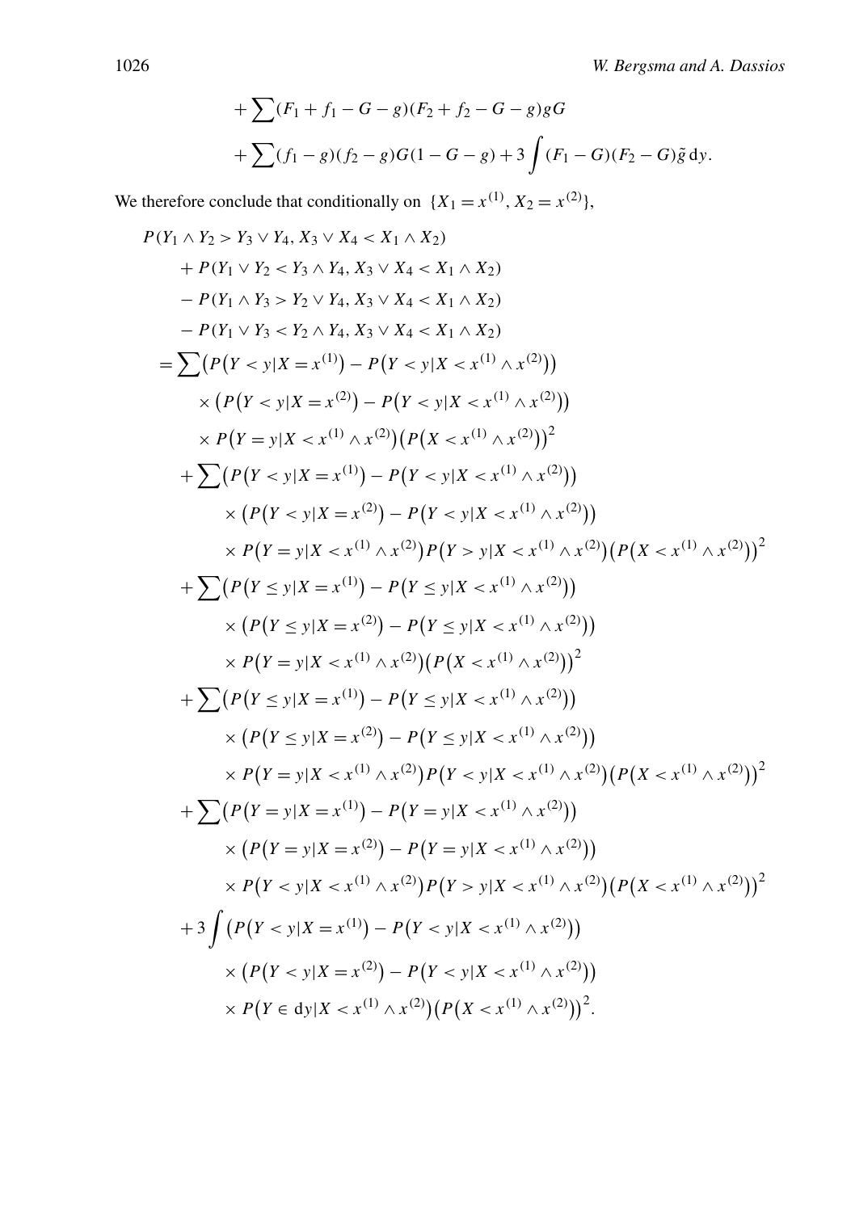$$
\begin{aligned}
&+ \sum (F_1 + f_1 - G - g)(F_2 + f_2 - G - g) g G \\
&+ \sum (f_1 - g)(f_2 - g) G (1 - G - g) + 3 \int (F_1 - G)(F_2 - G) \tilde{g} \, \mathrm{d}y.
\end{aligned}
$$

We therefore conclude that conditionally on $\{X_1 = x^{(1)}, X_2 = x^{(2)}\}$,

$$
\begin{aligned}
&P(Y_1 \wedge Y_2 > Y_3 \vee Y_4, X_3 \vee X_4 < X_1 \wedge X_2) \\
&\quad + P(Y_1 \vee Y_2 < Y_3 \wedge Y_4, X_3 \vee X_4 < X_1 \wedge X_2) \\
&\quad - P(Y_1 \wedge Y_3 > Y_2 \vee Y_4, X_3 \vee X_4 < X_1 \wedge X_2) \\
&\quad - P(Y_1 \vee Y_3 < Y_2 \wedge Y_4, X_3 \vee X_4 < X_1 \wedge X_2) \\
&= \sum \big(P\big(Y < y | X = x^{(1)}\big) - P\big(Y < y | X < x^{(1)} \wedge x^{(2)}\big)\big) \\
&\qquad \times \big(P\big(Y < y | X = x^{(2)}\big) - P\big(Y < y | X < x^{(1)} \wedge x^{(2)}\big)\big) \\
&\qquad \times P\big(Y = y | X < x^{(1)} \wedge x^{(2)}\big) \big(P\big(X < x^{(1)} \wedge x^{(2)}\big)\big)^2 \\
&\quad + \sum \big(P\big(Y < y | X = x^{(1)}\big) - P\big(Y < y | X < x^{(1)} \wedge x^{(2)}\big)\big) \\
&\qquad \times \big(P\big(Y < y | X = x^{(2)}\big) - P\big(Y < y | X < x^{(1)} \wedge x^{(2)}\big)\big) \\
&\qquad \times P\big(Y = y | X < x^{(1)} \wedge x^{(2)}\big) P\big(Y > y | X < x^{(1)} \wedge x^{(2)}\big) \big(P\big(X < x^{(1)} \wedge x^{(2)}\big)\big)^2 \\
&\quad + \sum \big(P\big(Y \le y | X = x^{(1)}\big) - P\big(Y \le y | X < x^{(1)} \wedge x^{(2)}\big)\big) \\
&\qquad \times \big(P\big(Y \le y | X = x^{(2)}\big) - P\big(Y \le y | X < x^{(1)} \wedge x^{(2)}\big)\big) \\
&\qquad \times P\big(Y = y | X < x^{(1)} \wedge x^{(2)}\big) \big(P\big(X < x^{(1)} \wedge x^{(2)}\big)\big)^2 \\
&\quad + \sum \big(P\big(Y \le y | X = x^{(1)}\big) - P\big(Y \le y | X < x^{(1)} \wedge x^{(2)}\big)\big) \\
&\qquad \times \big(P\big(Y \le y | X = x^{(2)}\big) - P\big(Y \le y | X < x^{(1)} \wedge x^{(2)}\big)\big) \\
&\qquad \times P\big(Y = y | X < x^{(1)} \wedge x^{(2)}\big) P\big(Y < y | X < x^{(1)} \wedge x^{(2)}\big) \big(P\big(X < x^{(1)} \wedge x^{(2)}\big)\big)^2 \\
&\quad + \sum \big(P\big(Y = y | X = x^{(1)}\big) - P\big(Y = y | X < x^{(1)} \wedge x^{(2)}\big)\big) \\
&\qquad \times \big(P\big(Y = y | X = x^{(2)}\big) - P\big(Y = y | X < x^{(1)} \wedge x^{(2)}\big)\big) \\
&\qquad \times P\big(Y < y | X < x^{(1)} \wedge x^{(2)}\big) P\big(Y > y | X < x^{(1)} \wedge x^{(2)}\big) \big(P\big(X < x^{(1)} \wedge x^{(2)}\big)\big)^2 \\
&\quad + 3 \int \big(P\big(Y < y | X = x^{(1)}\big) - P\big(Y < y | X < x^{(1)} \wedge x^{(2)}\big)\big) \\
&\qquad \times \big(P\big(Y < y | X = x^{(2)}\big) - P\big(Y < y | X < x^{(1)} \wedge x^{(2)}\big)\big) \\
&\qquad \times P\big(Y \in \mathrm{d}y | X < x^{(1)} \wedge x^{(2)}\big) \big(P\big(X < x^{(1)} \wedge x^{(2)}\big)\big)^2.
\end{aligned}
$$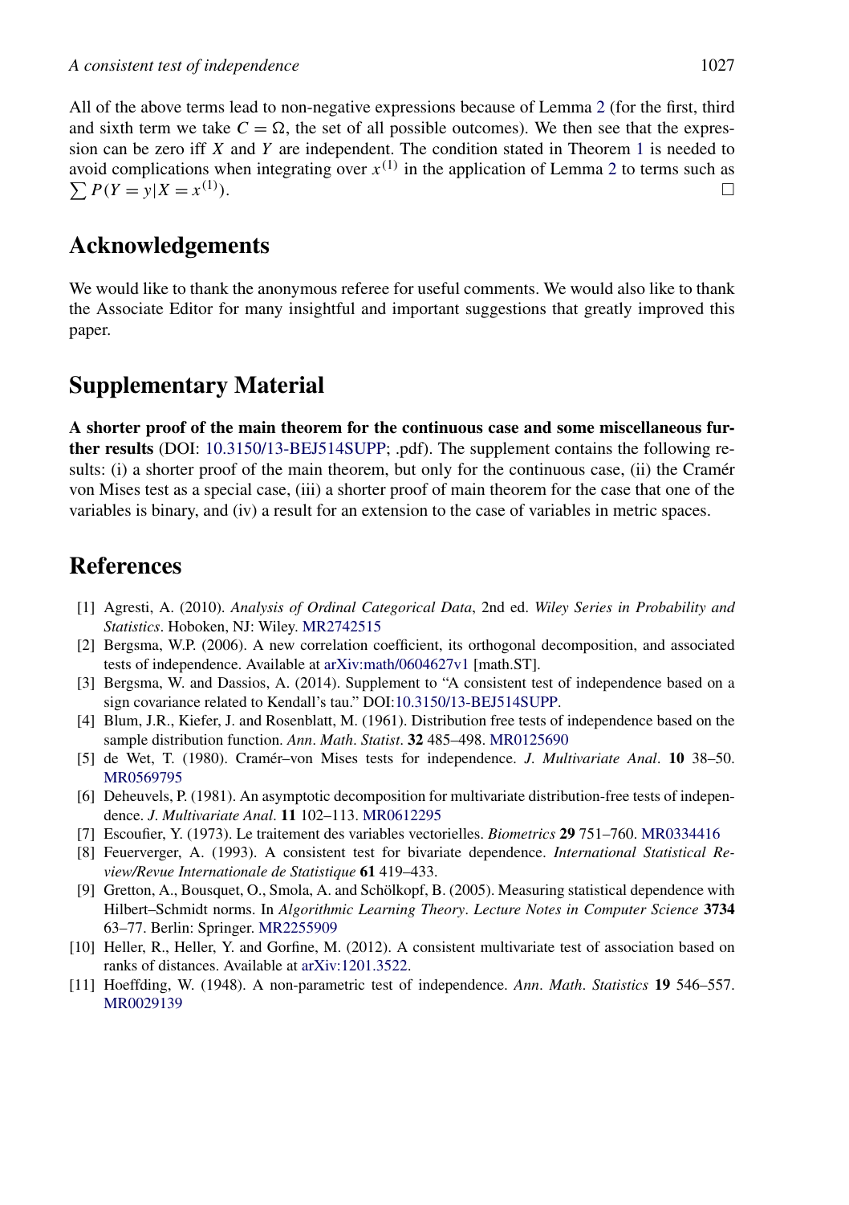All of the above terms lead to non-negative expressions because of Lemma 2 (for the first, third and sixth term we take $C = \Omega$, the set of all possible outcomes). We then see that the expression can be zero iff $X$ and $Y$ are independent. The condition stated in Theorem 1 is needed to avoid complications when integrating over $x^{(1)}$ in the application of Lemma 2 to terms such as $\sum P(Y = y|X = x^{(1)})$. □

## Acknowledgements

We would like to thank the anonymous referee for useful comments. We would also like to thank the Associate Editor for many insightful and important suggestions that greatly improved this paper.

## Supplementary Material

**A shorter proof of the main theorem for the continuous case and some miscellaneous further results** (DOI: 10.3150/13-BEJ514SUPP; .pdf). The supplement contains the following results: (i) a shorter proof of the main theorem, but only for the continuous case, (ii) the Cramér von Mises test as a special case, (iii) a shorter proof of main theorem for the case that one of the variables is binary, and (iv) a result for an extension to the case of variables in metric spaces.

## References

[1] Agresti, A. (2010). *Analysis of Ordinal Categorical Data*, 2nd ed. *Wiley Series in Probability and Statistics*. Hoboken, NJ: Wiley. MR2742515

[2] Bergsma, W.P. (2006). A new correlation coefficient, its orthogonal decomposition, and associated tests of independence. Available at arXiv:math/0604627v1 [math.ST].

[3] Bergsma, W. and Dassios, A. (2014). Supplement to "A consistent test of independence based on a sign covariance related to Kendall's tau." DOI:10.3150/13-BEJ514SUPP.

[4] Blum, J.R., Kiefer, J. and Rosenblatt, M. (1961). Distribution free tests of independence based on the sample distribution function. *Ann. Math. Statist.* **32** 485–498. MR0125690

[5] de Wet, T. (1980). Cramér–von Mises tests for independence. *J. Multivariate Anal.* **10** 38–50. MR0569795

[6] Deheuvels, P. (1981). An asymptotic decomposition for multivariate distribution-free tests of independence. *J. Multivariate Anal.* **11** 102–113. MR0612295

[7] Escoufier, Y. (1973). Le traitement des variables vectorielles. *Biometrics* **29** 751–760. MR0334416

[8] Feuerverger, A. (1993). A consistent test for bivariate dependence. *International Statistical Review/Revue Internationale de Statistique* **61** 419–433.

[9] Gretton, A., Bousquet, O., Smola, A. and Schölkopf, B. (2005). Measuring statistical dependence with Hilbert–Schmidt norms. In *Algorithmic Learning Theory*. *Lecture Notes in Computer Science* **3734** 63–77. Berlin: Springer. MR2255909

[10] Heller, R., Heller, Y. and Gorfine, M. (2012). A consistent multivariate test of association based on ranks of distances. Available at arXiv:1201.3522.

[11] Hoeffding, W. (1948). A non-parametric test of independence. *Ann. Math. Statistics* **19** 546–557. MR0029139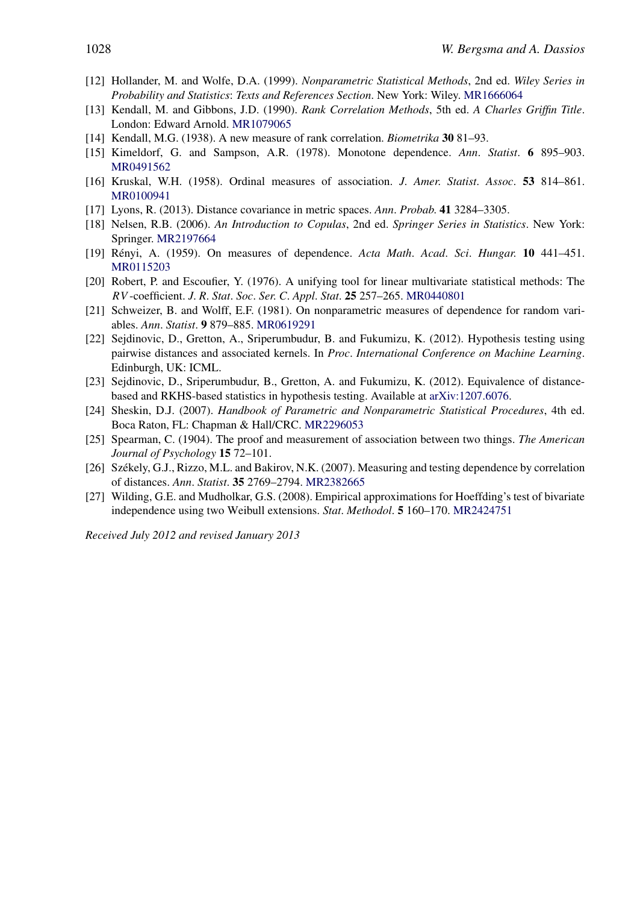[12] Hollander, M. and Wolfe, D.A. (1999). *Nonparametric Statistical Methods*, 2nd ed. *Wiley Series in Probability and Statistics*: *Texts and References Section*. New York: Wiley. MR1666064

[13] Kendall, M. and Gibbons, J.D. (1990). *Rank Correlation Methods*, 5th ed. *A Charles Griffin Title*. London: Edward Arnold. MR1079065

[14] Kendall, M.G. (1938). A new measure of rank correlation. *Biometrika* **30** 81–93.

[15] Kimeldorf, G. and Sampson, A.R. (1978). Monotone dependence. *Ann*. *Statist*. **6** 895–903. MR0491562

[16] Kruskal, W.H. (1958). Ordinal measures of association. *J*. *Amer. Statist*. *Assoc*. **53** 814–861. MR0100941

[17] Lyons, R. (2013). Distance covariance in metric spaces. *Ann*. *Probab.* **41** 3284–3305.

[18] Nelsen, R.B. (2006). *An Introduction to Copulas*, 2nd ed. *Springer Series in Statistics*. New York: Springer. MR2197664

[19] Rényi, A. (1959). On measures of dependence. *Acta Math*. *Acad*. *Sci*. *Hungar.* **10** 441–451. MR0115203

[20] Robert, P. and Escoufier, Y. (1976). A unifying tool for linear multivariate statistical methods: The *RV*-coefficient. *J*. *R*. *Stat*. *Soc*. *Ser. C*. *Appl*. *Stat*. **25** 257–265. MR0440801

[21] Schweizer, B. and Wolff, E.F. (1981). On nonparametric measures of dependence for random variables. *Ann*. *Statist*. **9** 879–885. MR0619291

[22] Sejdinovic, D., Gretton, A., Sriperumbudur, B. and Fukumizu, K. (2012). Hypothesis testing using pairwise distances and associated kernels. In *Proc*. *International Conference on Machine Learning*. Edinburgh, UK: ICML.

[23] Sejdinovic, D., Sriperumbudur, B., Gretton, A. and Fukumizu, K. (2012). Equivalence of distance-based and RKHS-based statistics in hypothesis testing. Available at arXiv:1207.6076.

[24] Sheskin, D.J. (2007). *Handbook of Parametric and Nonparametric Statistical Procedures*, 4th ed. Boca Raton, FL: Chapman & Hall/CRC. MR2296053

[25] Spearman, C. (1904). The proof and measurement of association between two things. *The American Journal of Psychology* **15** 72–101.

[26] Székely, G.J., Rizzo, M.L. and Bakirov, N.K. (2007). Measuring and testing dependence by correlation of distances. *Ann*. *Statist*. **35** 2769–2794. MR2382665

[27] Wilding, G.E. and Mudholkar, G.S. (2008). Empirical approximations for Hoeffding's test of bivariate independence using two Weibull extensions. *Stat*. *Methodol*. **5** 160–170. MR2424751

*Received July 2012 and revised January 2013*